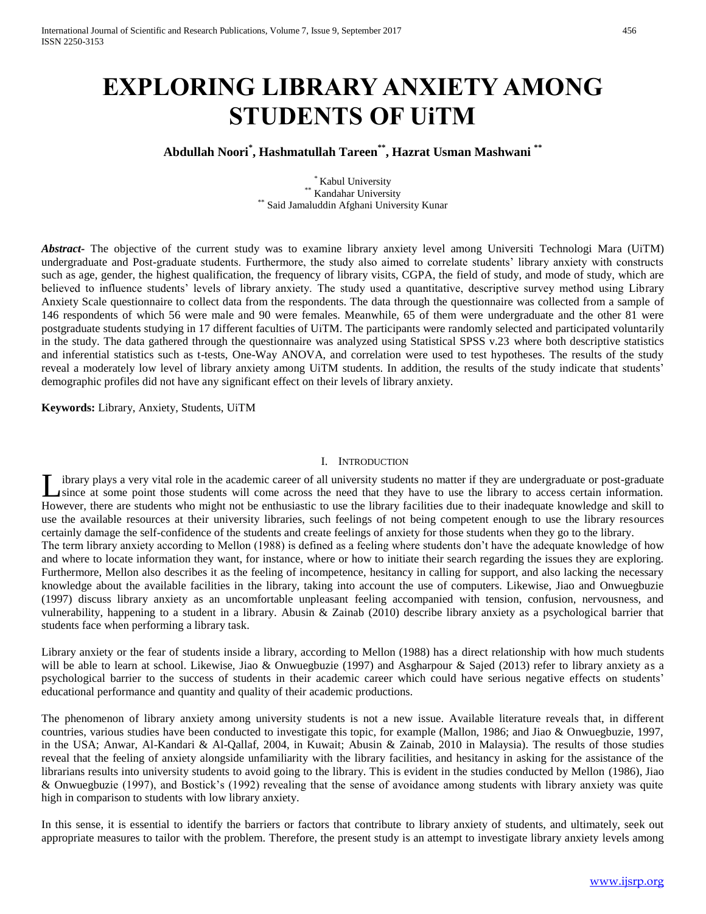# EXPLORING LIBRARY ANXIETY AMONG STUDENTS OF UiTM

**Abdullah Noori[*], Hashmatullah Tareen[**], Hazrat Usman Mashwani [**]**

[*] Kabul University
[**] Kandahar University
[**] Said Jamaluddin Afghani University Kunar

***Abstract-*** The objective of the current study was to examine library anxiety level among Universiti Technologi Mara (UiTM) undergraduate and Post-graduate students. Furthermore, the study also aimed to correlate students' library anxiety with constructs such as age, gender, the highest qualification, the frequency of library visits, CGPA, the field of study, and mode of study, which are believed to influence students' levels of library anxiety. The study used a quantitative, descriptive survey method using Library Anxiety Scale questionnaire to collect data from the respondents. The data through the questionnaire was collected from a sample of 146 respondents of which 56 were male and 90 were females. Meanwhile, 65 of them were undergraduate and the other 81 were postgraduate students studying in 17 different faculties of UiTM. The participants were randomly selected and participated voluntarily in the study. The data gathered through the questionnaire was analyzed using Statistical SPSS v.23 where both descriptive statistics and inferential statistics such as t-tests, One-Way ANOVA, and correlation were used to test hypotheses. The results of the study reveal a moderately low level of library anxiety among UiTM students. In addition, the results of the study indicate that students' demographic profiles did not have any significant effect on their levels of library anxiety.

**Keywords:** Library, Anxiety, Students, UiTM

## I. Introduction

Library plays a very vital role in the academic career of all university students no matter if they are undergraduate or post-graduate since at some point those students will come across the need that they have to use the library to access certain information. However, there are students who might not be enthusiastic to use the library facilities due to their inadequate knowledge and skill to use the available resources at their university libraries, such feelings of not being competent enough to use the library resources certainly damage the self-confidence of the students and create feelings of anxiety for those students when they go to the library.

The term library anxiety according to Mellon (1988) is defined as a feeling where students don't have the adequate knowledge of how and where to locate information they want, for instance, where or how to initiate their search regarding the issues they are exploring. Furthermore, Mellon also describes it as the feeling of incompetence, hesitancy in calling for support, and also lacking the necessary knowledge about the available facilities in the library, taking into account the use of computers. Likewise, Jiao and Onwuegbuzie (1997) discuss library anxiety as an uncomfortable unpleasant feeling accompanied with tension, confusion, nervousness, and vulnerability, happening to a student in a library. Abusin & Zainab (2010) describe library anxiety as a psychological barrier that students face when performing a library task.

Library anxiety or the fear of students inside a library, according to Mellon (1988) has a direct relationship with how much students will be able to learn at school. Likewise, Jiao & Onwuegbuzie (1997) and Asgharpour & Sajed (2013) refer to library anxiety as a psychological barrier to the success of students in their academic career which could have serious negative effects on students' educational performance and quantity and quality of their academic productions.

The phenomenon of library anxiety among university students is not a new issue. Available literature reveals that, in different countries, various studies have been conducted to investigate this topic, for example (Mallon, 1986; and Jiao & Onwuegbuzie, 1997, in the USA; Anwar, Al-Kandari & Al-Qallaf, 2004, in Kuwait; Abusin & Zainab, 2010 in Malaysia). The results of those studies reveal that the feeling of anxiety alongside unfamiliarity with the library facilities, and hesitancy in asking for the assistance of the librarians results into university students to avoid going to the library. This is evident in the studies conducted by Mellon (1986), Jiao & Onwuegbuzie (1997), and Bostick's (1992) revealing that the sense of avoidance among students with library anxiety was quite high in comparison to students with low library anxiety.

In this sense, it is essential to identify the barriers or factors that contribute to library anxiety of students, and ultimately, seek out appropriate measures to tailor with the problem. Therefore, the present study is an attempt to investigate library anxiety levels among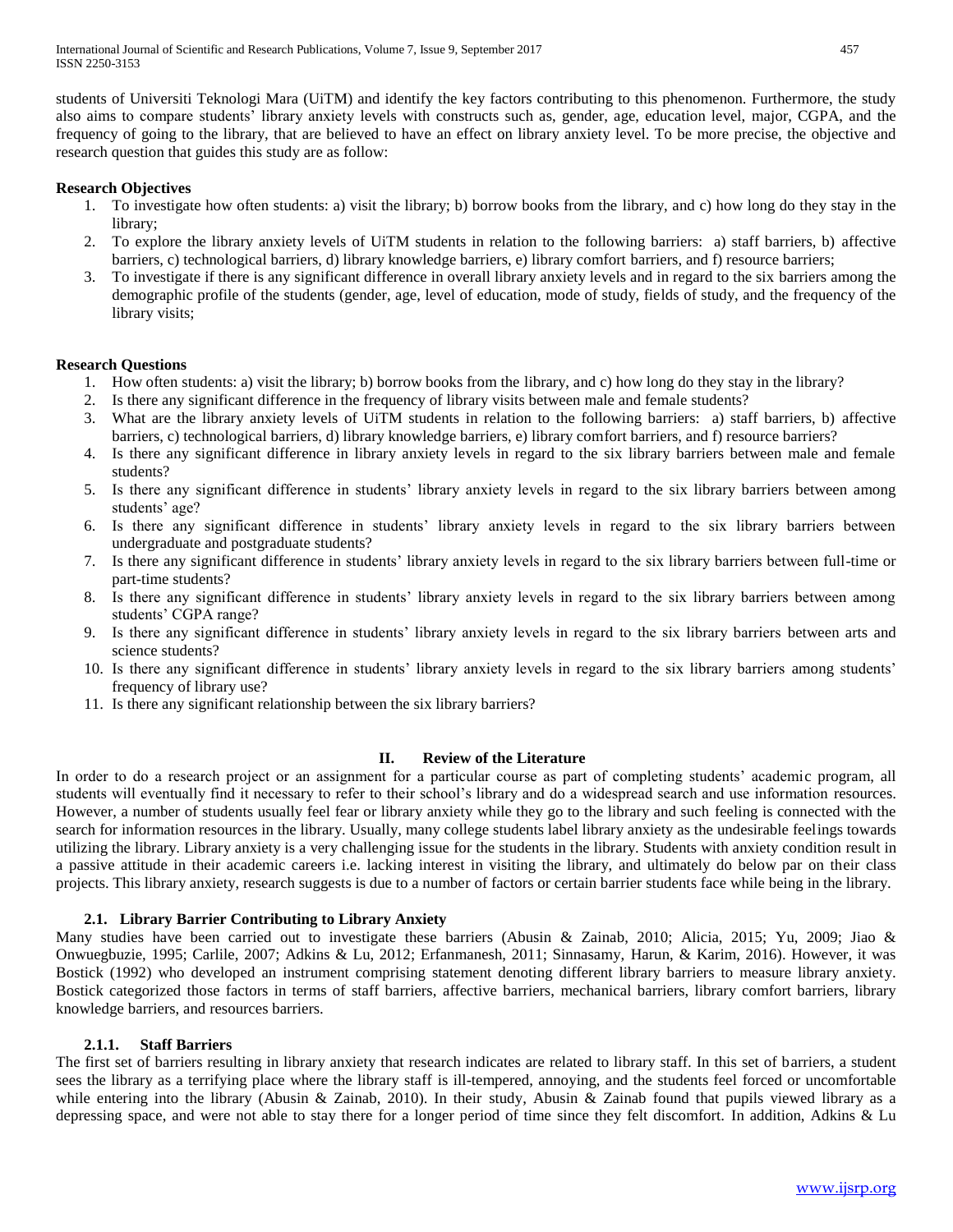students of Universiti Teknologi Mara (UiTM) and identify the key factors contributing to this phenomenon. Furthermore, the study also aims to compare students' library anxiety levels with constructs such as, gender, age, education level, major, CGPA, and the frequency of going to the library, that are believed to have an effect on library anxiety level. To be more precise, the objective and research question that guides this study are as follow:

**Research Objectives**

1. To investigate how often students: a) visit the library; b) borrow books from the library, and c) how long do they stay in the library;
2. To explore the library anxiety levels of UiTM students in relation to the following barriers: a) staff barriers, b) affective barriers, c) technological barriers, d) library knowledge barriers, e) library comfort barriers, and f) resource barriers;
3. To investigate if there is any significant difference in overall library anxiety levels and in regard to the six barriers among the demographic profile of the students (gender, age, level of education, mode of study, fields of study, and the frequency of the library visits;

**Research Questions**

1. How often students: a) visit the library; b) borrow books from the library, and c) how long do they stay in the library?
2. Is there any significant difference in the frequency of library visits between male and female students?
3. What are the library anxiety levels of UiTM students in relation to the following barriers: a) staff barriers, b) affective barriers, c) technological barriers, d) library knowledge barriers, e) library comfort barriers, and f) resource barriers?
4. Is there any significant difference in library anxiety levels in regard to the six library barriers between male and female students?
5. Is there any significant difference in students' library anxiety levels in regard to the six library barriers between among students' age?
6. Is there any significant difference in students' library anxiety levels in regard to the six library barriers between undergraduate and postgraduate students?
7. Is there any significant difference in students' library anxiety levels in regard to the six library barriers between full-time or part-time students?
8. Is there any significant difference in students' library anxiety levels in regard to the six library barriers between among students' CGPA range?
9. Is there any significant difference in students' library anxiety levels in regard to the six library barriers between arts and science students?
10. Is there any significant difference in students' library anxiety levels in regard to the six library barriers among students' frequency of library use?
11. Is there any significant relationship between the six library barriers?

## II. Review of the Literature

In order to do a research project or an assignment for a particular course as part of completing students' academic program, all students will eventually find it necessary to refer to their school's library and do a widespread search and use information resources. However, a number of students usually feel fear or library anxiety while they go to the library and such feeling is connected with the search for information resources in the library. Usually, many college students label library anxiety as the undesirable feelings towards utilizing the library. Library anxiety is a very challenging issue for the students in the library. Students with anxiety condition result in a passive attitude in their academic careers i.e. lacking interest in visiting the library, and ultimately do below par on their class projects. This library anxiety, research suggests is due to a number of factors or certain barrier students face while being in the library.

### 2.1. Library Barrier Contributing to Library Anxiety

Many studies have been carried out to investigate these barriers (Abusin & Zainab, 2010; Alicia, 2015; Yu, 2009; Jiao & Onwuegbuzie, 1995; Carlile, 2007; Adkins & Lu, 2012; Erfanmanesh, 2011; Sinnasamy, Harun, & Karim, 2016). However, it was Bostick (1992) who developed an instrument comprising statement denoting different library barriers to measure library anxiety. Bostick categorized those factors in terms of staff barriers, affective barriers, mechanical barriers, library comfort barriers, library knowledge barriers, and resources barriers.

#### 2.1.1. Staff Barriers

The first set of barriers resulting in library anxiety that research indicates are related to library staff. In this set of barriers, a student sees the library as a terrifying place where the library staff is ill-tempered, annoying, and the students feel forced or uncomfortable while entering into the library (Abusin & Zainab, 2010). In their study, Abusin & Zainab found that pupils viewed library as a depressing space, and were not able to stay there for a longer period of time since they felt discomfort. In addition, Adkins & Lu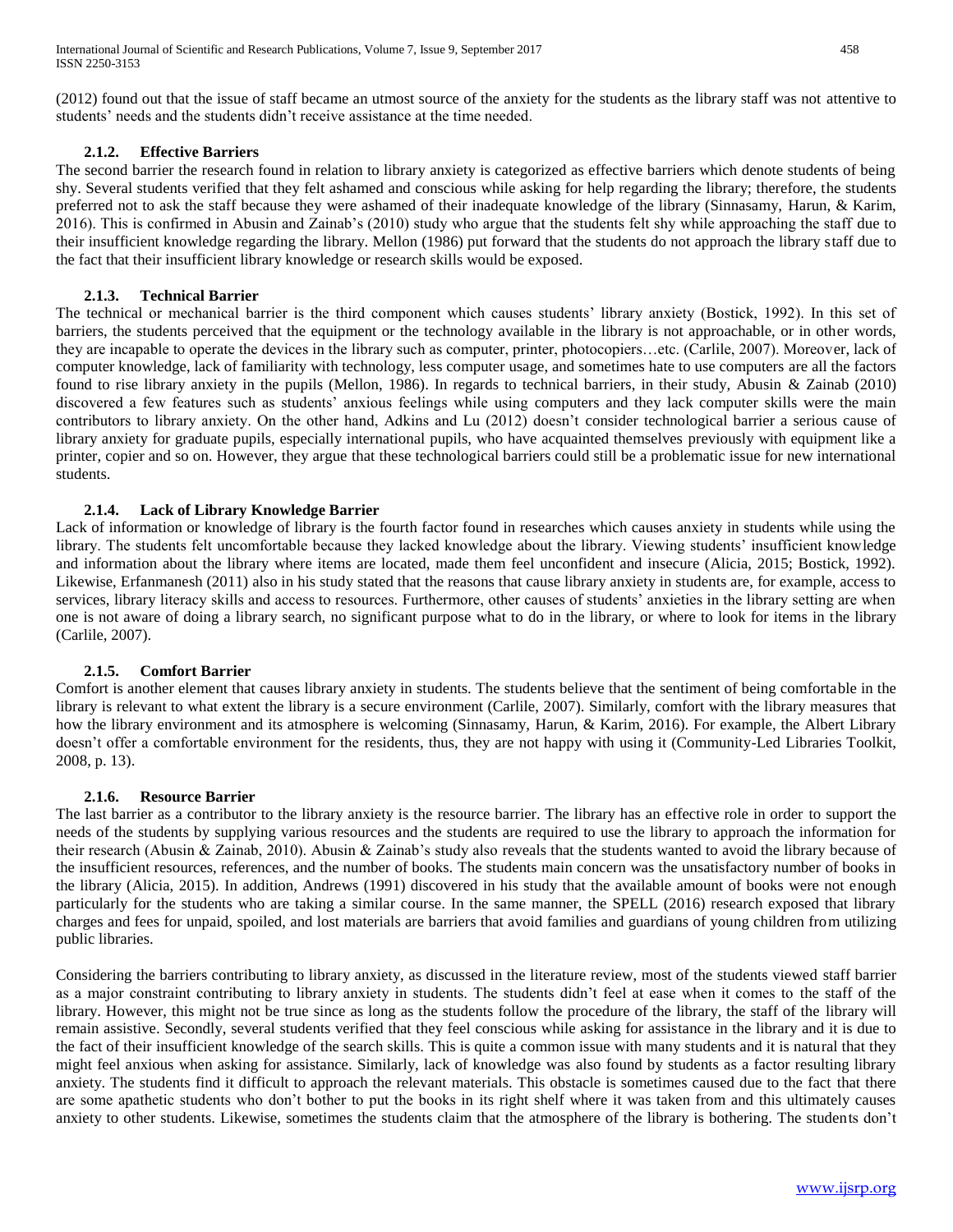(2012) found out that the issue of staff became an utmost source of the anxiety for the students as the library staff was not attentive to students' needs and the students didn't receive assistance at the time needed.

### 2.1.2. Effective Barriers

The second barrier the research found in relation to library anxiety is categorized as effective barriers which denote students of being shy. Several students verified that they felt ashamed and conscious while asking for help regarding the library; therefore, the students preferred not to ask the staff because they were ashamed of their inadequate knowledge of the library (Sinnasamy, Harun, & Karim, 2016). This is confirmed in Abusin and Zainab's (2010) study who argue that the students felt shy while approaching the staff due to their insufficient knowledge regarding the library. Mellon (1986) put forward that the students do not approach the library staff due to the fact that their insufficient library knowledge or research skills would be exposed.

### 2.1.3. Technical Barrier

The technical or mechanical barrier is the third component which causes students' library anxiety (Bostick, 1992). In this set of barriers, the students perceived that the equipment or the technology available in the library is not approachable, or in other words, they are incapable to operate the devices in the library such as computer, printer, photocopiers…etc. (Carlile, 2007). Moreover, lack of computer knowledge, lack of familiarity with technology, less computer usage, and sometimes hate to use computers are all the factors found to rise library anxiety in the pupils (Mellon, 1986). In regards to technical barriers, in their study, Abusin & Zainab (2010) discovered a few features such as students' anxious feelings while using computers and they lack computer skills were the main contributors to library anxiety. On the other hand, Adkins and Lu (2012) doesn't consider technological barrier a serious cause of library anxiety for graduate pupils, especially international pupils, who have acquainted themselves previously with equipment like a printer, copier and so on. However, they argue that these technological barriers could still be a problematic issue for new international students.

### 2.1.4. Lack of Library Knowledge Barrier

Lack of information or knowledge of library is the fourth factor found in researches which causes anxiety in students while using the library. The students felt uncomfortable because they lacked knowledge about the library. Viewing students' insufficient knowledge and information about the library where items are located, made them feel unconfident and insecure (Alicia, 2015; Bostick, 1992). Likewise, Erfanmanesh (2011) also in his study stated that the reasons that cause library anxiety in students are, for example, access to services, library literacy skills and access to resources. Furthermore, other causes of students' anxieties in the library setting are when one is not aware of doing a library search, no significant purpose what to do in the library, or where to look for items in the library (Carlile, 2007).

### 2.1.5. Comfort Barrier

Comfort is another element that causes library anxiety in students. The students believe that the sentiment of being comfortable in the library is relevant to what extent the library is a secure environment (Carlile, 2007). Similarly, comfort with the library measures that how the library environment and its atmosphere is welcoming (Sinnasamy, Harun, & Karim, 2016). For example, the Albert Library doesn't offer a comfortable environment for the residents, thus, they are not happy with using it (Community-Led Libraries Toolkit, 2008, p. 13).

### 2.1.6. Resource Barrier

The last barrier as a contributor to the library anxiety is the resource barrier. The library has an effective role in order to support the needs of the students by supplying various resources and the students are required to use the library to approach the information for their research (Abusin & Zainab, 2010). Abusin & Zainab's study also reveals that the students wanted to avoid the library because of the insufficient resources, references, and the number of books. The students main concern was the unsatisfactory number of books in the library (Alicia, 2015). In addition, Andrews (1991) discovered in his study that the available amount of books were not enough particularly for the students who are taking a similar course. In the same manner, the SPELL (2016) research exposed that library charges and fees for unpaid, spoiled, and lost materials are barriers that avoid families and guardians of young children from utilizing public libraries.

Considering the barriers contributing to library anxiety, as discussed in the literature review, most of the students viewed staff barrier as a major constraint contributing to library anxiety in students. The students didn't feel at ease when it comes to the staff of the library. However, this might not be true since as long as the students follow the procedure of the library, the staff of the library will remain assistive. Secondly, several students verified that they feel conscious while asking for assistance in the library and it is due to the fact of their insufficient knowledge of the search skills. This is quite a common issue with many students and it is natural that they might feel anxious when asking for assistance. Similarly, lack of knowledge was also found by students as a factor resulting library anxiety. The students find it difficult to approach the relevant materials. This obstacle is sometimes caused due to the fact that there are some apathetic students who don't bother to put the books in its right shelf where it was taken from and this ultimately causes anxiety to other students. Likewise, sometimes the students claim that the atmosphere of the library is bothering. The students don't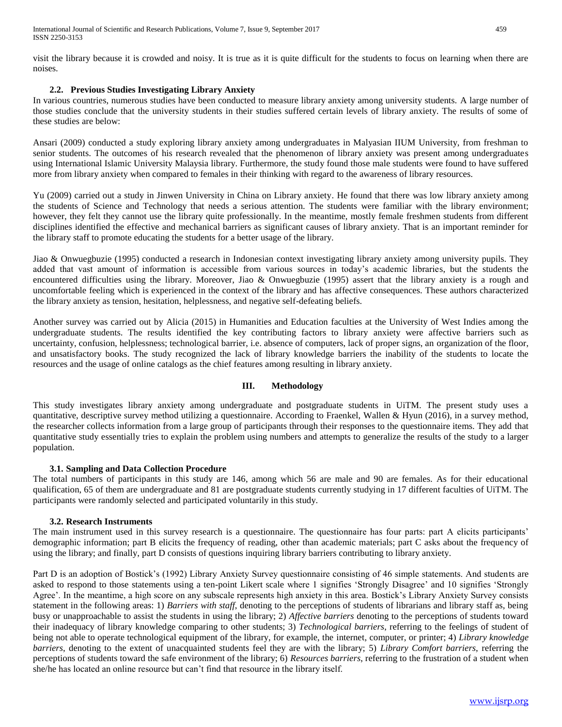visit the library because it is crowded and noisy. It is true as it is quite difficult for the students to focus on learning when there are noises.

### 2.2. Previous Studies Investigating Library Anxiety

In various countries, numerous studies have been conducted to measure library anxiety among university students. A large number of those studies conclude that the university students in their studies suffered certain levels of library anxiety. The results of some of these studies are below:

Ansari (2009) conducted a study exploring library anxiety among undergraduates in Malyasian IIUM University, from freshman to senior students. The outcomes of his research revealed that the phenomenon of library anxiety was present among undergraduates using International Islamic University Malaysia library. Furthermore, the study found those male students were found to have suffered more from library anxiety when compared to females in their thinking with regard to the awareness of library resources.

Yu (2009) carried out a study in Jinwen University in China on Library anxiety. He found that there was low library anxiety among the students of Science and Technology that needs a serious attention. The students were familiar with the library environment; however, they felt they cannot use the library quite professionally. In the meantime, mostly female freshmen students from different disciplines identified the effective and mechanical barriers as significant causes of library anxiety. That is an important reminder for the library staff to promote educating the students for a better usage of the library.

Jiao & Onwuegbuzie (1995) conducted a research in Indonesian context investigating library anxiety among university pupils. They added that vast amount of information is accessible from various sources in today's academic libraries, but the students the encountered difficulties using the library. Moreover, Jiao & Onwuegbuzie (1995) assert that the library anxiety is a rough and uncomfortable feeling which is experienced in the context of the library and has affective consequences. These authors characterized the library anxiety as tension, hesitation, helplessness, and negative self-defeating beliefs.

Another survey was carried out by Alicia (2015) in Humanities and Education faculties at the University of West Indies among the undergraduate students. The results identified the key contributing factors to library anxiety were affective barriers such as uncertainty, confusion, helplessness; technological barrier, i.e. absence of computers, lack of proper signs, an organization of the floor, and unsatisfactory books. The study recognized the lack of library knowledge barriers the inability of the students to locate the resources and the usage of online catalogs as the chief features among resulting in library anxiety.

## III. Methodology

This study investigates library anxiety among undergraduate and postgraduate students in UiTM. The present study uses a quantitative, descriptive survey method utilizing a questionnaire. According to Fraenkel, Wallen & Hyun (2016), in a survey method, the researcher collects information from a large group of participants through their responses to the questionnaire items. They add that quantitative study essentially tries to explain the problem using numbers and attempts to generalize the results of the study to a larger population.

### 3.1. Sampling and Data Collection Procedure

The total numbers of participants in this study are 146, among which 56 are male and 90 are females. As for their educational qualification, 65 of them are undergraduate and 81 are postgraduate students currently studying in 17 different faculties of UiTM. The participants were randomly selected and participated voluntarily in this study.

### 3.2. Research Instruments

The main instrument used in this survey research is a questionnaire. The questionnaire has four parts: part A elicits participants' demographic information; part B elicits the frequency of reading, other than academic materials; part C asks about the frequency of using the library; and finally, part D consists of questions inquiring library barriers contributing to library anxiety.

Part D is an adoption of Bostick's (1992) Library Anxiety Survey questionnaire consisting of 46 simple statements. And students are asked to respond to those statements using a ten-point Likert scale where 1 signifies 'Strongly Disagree' and 10 signifies 'Strongly Agree'. In the meantime, a high score on any subscale represents high anxiety in this area. Bostick's Library Anxiety Survey consists statement in the following areas: 1) *Barriers with staff*, denoting to the perceptions of students of librarians and library staff as, being busy or unapproachable to assist the students in using the library; 2) *Affective barriers* denoting to the perceptions of students toward their inadequacy of library knowledge comparing to other students; 3) *Technological barriers*, referring to the feelings of student of being not able to operate technological equipment of the library, for example, the internet, computer, or printer; 4) *Library knowledge barriers*, denoting to the extent of unacquainted students feel they are with the library; 5) *Library Comfort barriers*, referring the perceptions of students toward the safe environment of the library; 6) *Resources barriers*, referring to the frustration of a student when she/he has located an online resource but can't find that resource in the library itself.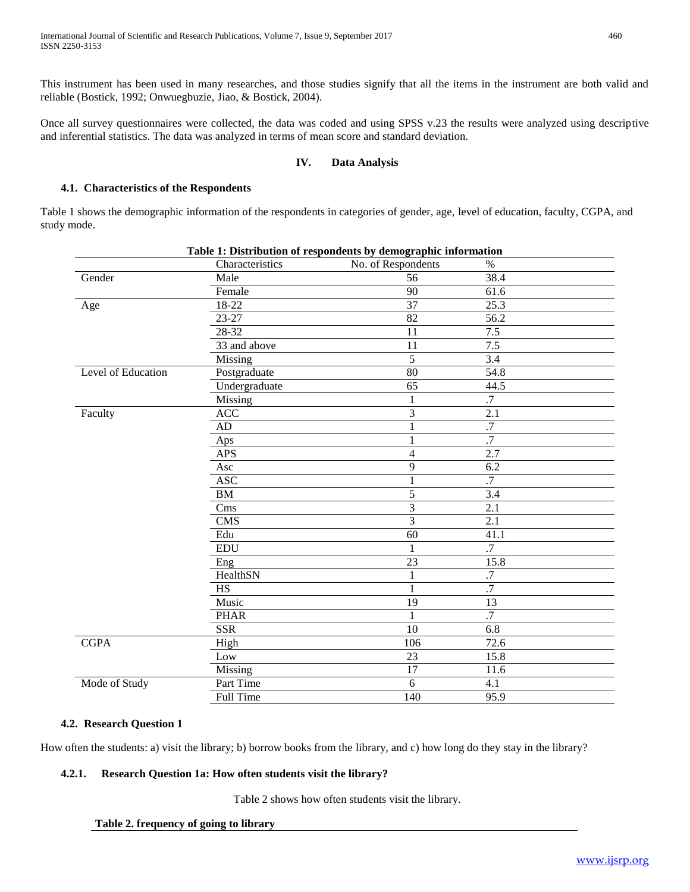This instrument has been used in many researches, and those studies signify that all the items in the instrument are both valid and reliable (Bostick, 1992; Onwuegbuzie, Jiao, & Bostick, 2004).

Once all survey questionnaires were collected, the data was coded and using SPSS v.23 the results were analyzed using descriptive and inferential statistics. The data was analyzed in terms of mean score and standard deviation.

## IV. Data Analysis

### 4.1. Characteristics of the Respondents

Table 1 shows the demographic information of the respondents in categories of gender, age, level of education, faculty, CGPA, and study mode.

**Table 1: Distribution of respondents by demographic information**

| | Characteristics | No. of Respondents | % |
|---|---|---|---|
| Gender | Male | 56 | 38.4 |
| | Female | 90 | 61.6 |
| Age | 18-22 | 37 | 25.3 |
| | 23-27 | 82 | 56.2 |
| | 28-32 | 11 | 7.5 |
| | 33 and above | 11 | 7.5 |
| | Missing | 5 | 3.4 |
| Level of Education | Postgraduate | 80 | 54.8 |
| | Undergraduate | 65 | 44.5 |
| | Missing | 1 | .7 |
| Faculty | ACC | 3 | 2.1 |
| | AD | 1 | .7 |
| | Aps | 1 | .7 |
| | APS | 4 | 2.7 |
| | Asc | 9 | 6.2 |
| | ASC | 1 | .7 |
| | BM | 5 | 3.4 |
| | Cms | 3 | 2.1 |
| | CMS | 3 | 2.1 |
| | Edu | 60 | 41.1 |
| | EDU | 1 | .7 |
| | Eng | 23 | 15.8 |
| | HealthSN | 1 | .7 |
| | HS | 1 | .7 |
| | Music | 19 | 13 |
| | PHAR | 1 | .7 |
| | SSR | 10 | 6.8 |
| CGPA | High | 106 | 72.6 |
| | Low | 23 | 15.8 |
| | Missing | 17 | 11.6 |
| Mode of Study | Part Time | 6 | 4.1 |
| | Full Time | 140 | 95.9 |

### 4.2. Research Question 1

How often the students: a) visit the library; b) borrow books from the library, and c) how long do they stay in the library?

#### 4.2.1. Research Question 1a: How often students visit the library?

Table 2 shows how often students visit the library.

**Table 2. frequency of going to library**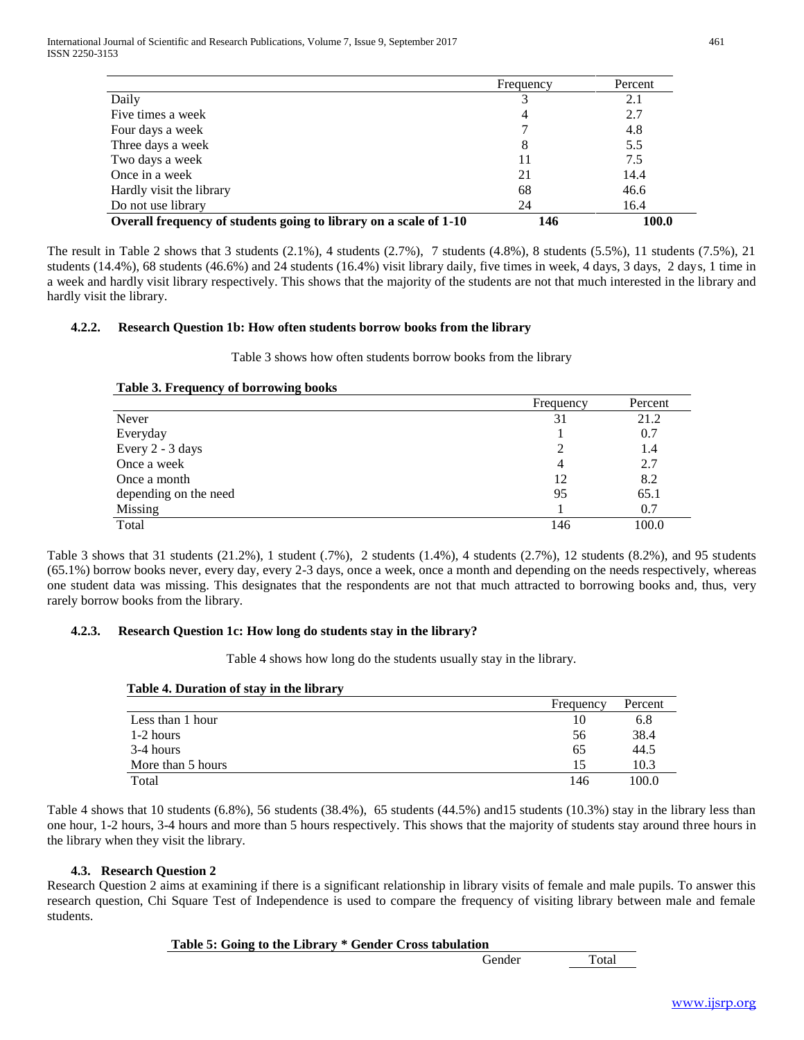| | Frequency | Percent |
|---|---|---|
| Daily | 3 | 2.1 |
| Five times a week | 4 | 2.7 |
| Four days a week | 7 | 4.8 |
| Three days a week | 8 | 5.5 |
| Two days a week | 11 | 7.5 |
| Once in a week | 21 | 14.4 |
| Hardly visit the library | 68 | 46.6 |
| Do not use library | 24 | 16.4 |
| **Overall frequency of students going to library on a scale of 1-10** | **146** | **100.0** |

The result in Table 2 shows that 3 students (2.1%), 4 students (2.7%), 7 students (4.8%), 8 students (5.5%), 11 students (7.5%), 21 students (14.4%), 68 students (46.6%) and 24 students (16.4%) visit library daily, five times in week, 4 days, 3 days, 2 days, 1 time in a week and hardly visit library respectively. This shows that the majority of the students are not that much interested in the library and hardly visit the library.

#### 4.2.2. Research Question 1b: How often students borrow books from the library

Table 3 shows how often students borrow books from the library

**Table 3. Frequency of borrowing books**

| | Frequency | Percent |
|---|---|---|
| Never | 31 | 21.2 |
| Everyday | 1 | 0.7 |
| Every 2 - 3 days | 2 | 1.4 |
| Once a week | 4 | 2.7 |
| Once a month | 12 | 8.2 |
| depending on the need | 95 | 65.1 |
| Missing | 1 | 0.7 |
| Total | 146 | 100.0 |

Table 3 shows that 31 students (21.2%), 1 student (.7%), 2 students (1.4%), 4 students (2.7%), 12 students (8.2%), and 95 students (65.1%) borrow books never, every day, every 2-3 days, once a week, once a month and depending on the needs respectively, whereas one student data was missing. This designates that the respondents are not that much attracted to borrowing books and, thus, very rarely borrow books from the library.

#### 4.2.3. Research Question 1c: How long do students stay in the library?

Table 4 shows how long do the students usually stay in the library.

**Table 4. Duration of stay in the library**

| | Frequency | Percent |
|---|---|---|
| Less than 1 hour | 10 | 6.8 |
| 1-2 hours | 56 | 38.4 |
| 3-4 hours | 65 | 44.5 |
| More than 5 hours | 15 | 10.3 |
| Total | 146 | 100.0 |

Table 4 shows that 10 students (6.8%), 56 students (38.4%), 65 students (44.5%) and15 students (10.3%) stay in the library less than one hour, 1-2 hours, 3-4 hours and more than 5 hours respectively. This shows that the majority of students stay around three hours in the library when they visit the library.

### 4.3. Research Question 2

Research Question 2 aims at examining if there is a significant relationship in library visits of female and male pupils. To answer this research question, Chi Square Test of Independence is used to compare the frequency of visiting library between male and female students.

**Table 5: Going to the Library * Gender Cross tabulation**

| | Gender | Total |
|---|---|---|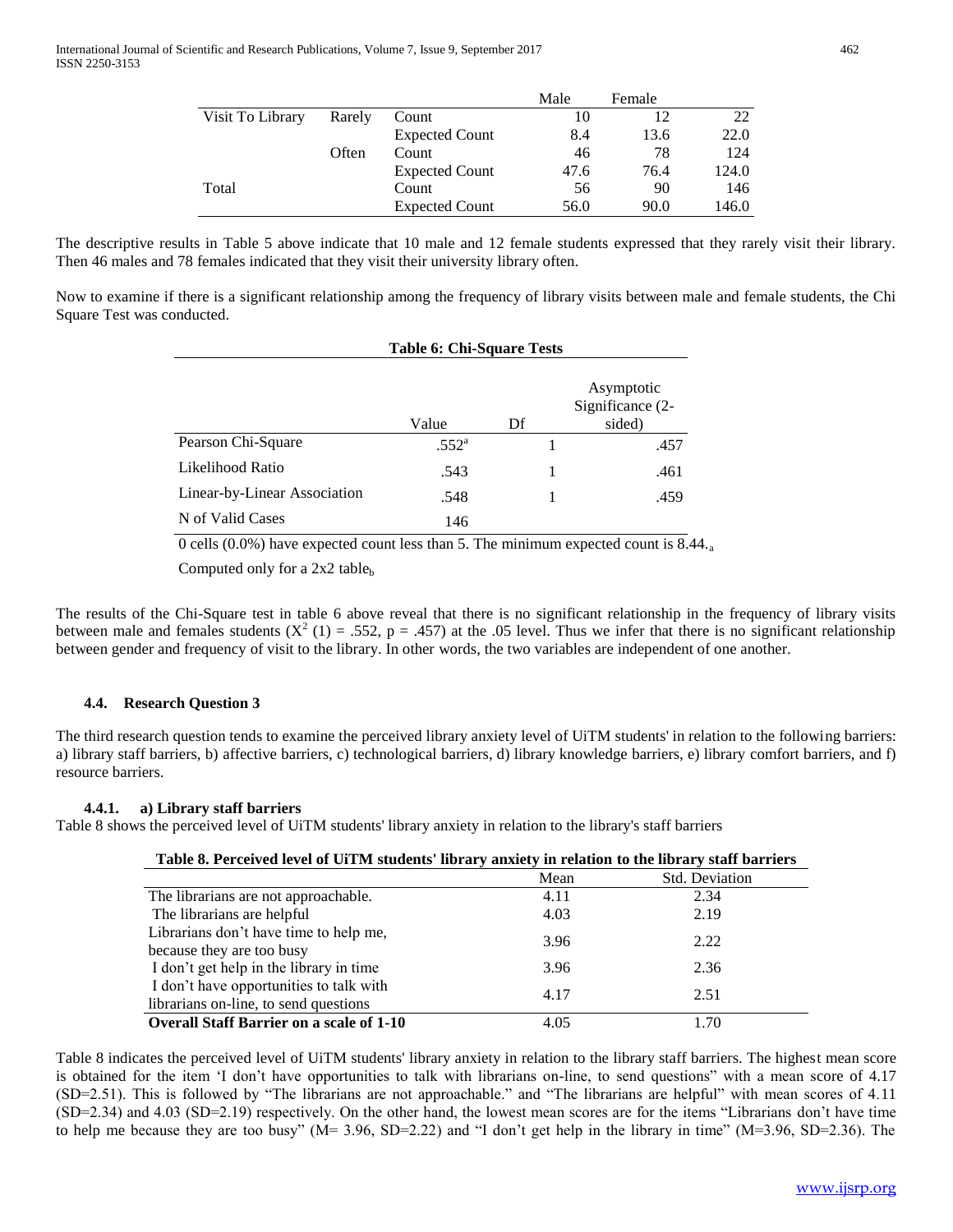| | | | Male | Female | |
|---|---|---|---|---|---|
| Visit To Library | Rarely | Count | 10 | 12 | 22 |
| | | Expected Count | 8.4 | 13.6 | 22.0 |
| | Often | Count | 46 | 78 | 124 |
| | | Expected Count | 47.6 | 76.4 | 124.0 |
| Total | | Count | 56 | 90 | 146 |
| | | Expected Count | 56.0 | 90.0 | 146.0 |

The descriptive results in Table 5 above indicate that 10 male and 12 female students expressed that they rarely visit their library. Then 46 males and 78 females indicated that they visit their university library often.

Now to examine if there is a significant relationship among the frequency of library visits between male and female students, the Chi Square Test was conducted.

**Table 6: Chi-Square Tests**

| | Value | Df | Asymptotic Significance (2-sided) |
|---|---|---|---|
| Pearson Chi-Square | .552[a] | 1 | .457 |
| Likelihood Ratio | .543 | 1 | .461 |
| Linear-by-Linear Association | .548 | 1 | .459 |
| N of Valid Cases | 146 | | |

0 cells (0.0%) have expected count less than 5. The minimum expected count is 8.44.[a]

Computed only for a 2x2 table[b]

The results of the Chi-Square test in table 6 above reveal that there is no significant relationship in the frequency of library visits between male and females students ($X^2$ (1) = .552, p = .457) at the .05 level. Thus we infer that there is no significant relationship between gender and frequency of visit to the library. In other words, the two variables are independent of one another.

### 4.4. Research Question 3

The third research question tends to examine the perceived library anxiety level of UiTM students' in relation to the following barriers: a) library staff barriers, b) affective barriers, c) technological barriers, d) library knowledge barriers, e) library comfort barriers, and f) resource barriers.

#### 4.4.1. a) Library staff barriers

Table 8 shows the perceived level of UiTM students' library anxiety in relation to the library's staff barriers

**Table 8. Perceived level of UiTM students' library anxiety in relation to the library staff barriers**

| | Mean | Std. Deviation |
|---|---|---|
| The librarians are not approachable. | 4.11 | 2.34 |
| The librarians are helpful | 4.03 | 2.19 |
| Librarians don't have time to help me, because they are too busy | 3.96 | 2.22 |
| I don't get help in the library in time | 3.96 | 2.36 |
| I don't have opportunities to talk with librarians on-line, to send questions | 4.17 | 2.51 |
| **Overall Staff Barrier on a scale of 1-10** | 4.05 | 1.70 |

Table 8 indicates the perceived level of UiTM students' library anxiety in relation to the library staff barriers. The highest mean score is obtained for the item 'I don't have opportunities to talk with librarians on-line, to send questions" with a mean score of 4.17 (SD=2.51). This is followed by "The librarians are not approachable." and "The librarians are helpful" with mean scores of 4.11 (SD=2.34) and 4.03 (SD=2.19) respectively. On the other hand, the lowest mean scores are for the items "Librarians don't have time to help me because they are too busy" (M= 3.96, SD=2.22) and "I don't get help in the library in time" (M=3.96, SD=2.36). The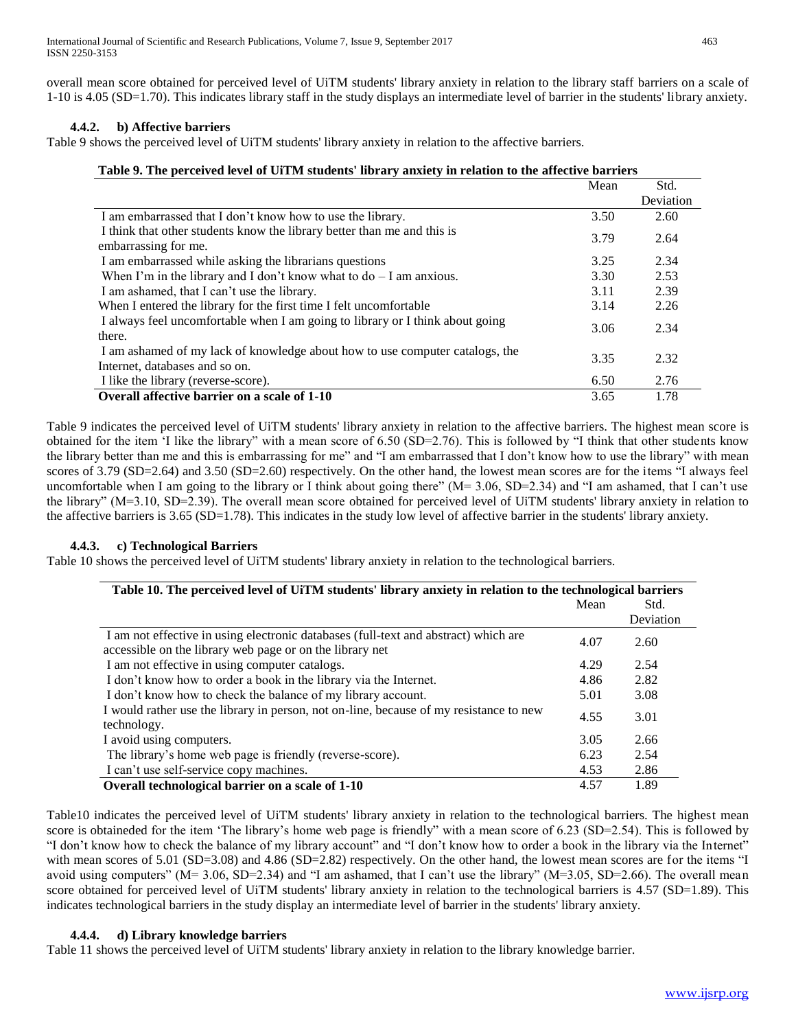overall mean score obtained for perceived level of UiTM students' library anxiety in relation to the library staff barriers on a scale of 1-10 is 4.05 (SD=1.70). This indicates library staff in the study displays an intermediate level of barrier in the students' library anxiety.

### 4.4.2. b) Affective barriers

Table 9 shows the perceived level of UiTM students' library anxiety in relation to the affective barriers.

**Table 9. The perceived level of UiTM students' library anxiety in relation to the affective barriers**

| | Mean | Std. Deviation |
|---|---|---|
| I am embarrassed that I don't know how to use the library. | 3.50 | 2.60 |
| I think that other students know the library better than me and this is embarrassing for me. | 3.79 | 2.64 |
| I am embarrassed while asking the librarians questions | 3.25 | 2.34 |
| When I'm in the library and I don't know what to do – I am anxious. | 3.30 | 2.53 |
| I am ashamed, that I can't use the library. | 3.11 | 2.39 |
| When I entered the library for the first time I felt uncomfortable | 3.14 | 2.26 |
| I always feel uncomfortable when I am going to library or I think about going there. | 3.06 | 2.34 |
| I am ashamed of my lack of knowledge about how to use computer catalogs, the Internet, databases and so on. | 3.35 | 2.32 |
| I like the library (reverse-score). | 6.50 | 2.76 |
| **Overall affective barrier on a scale of 1-10** | 3.65 | 1.78 |

Table 9 indicates the perceived level of UiTM students' library anxiety in relation to the affective barriers. The highest mean score is obtained for the item 'I like the library" with a mean score of 6.50 (SD=2.76). This is followed by "I think that other students know the library better than me and this is embarrassing for me" and "I am embarrassed that I don't know how to use the library" with mean scores of 3.79 (SD=2.64) and 3.50 (SD=2.60) respectively. On the other hand, the lowest mean scores are for the items "I always feel uncomfortable when I am going to the library or I think about going there" (M= 3.06, SD=2.34) and "I am ashamed, that I can't use the library" (M=3.10, SD=2.39). The overall mean score obtained for perceived level of UiTM students' library anxiety in relation to the affective barriers is 3.65 (SD=1.78). This indicates in the study low level of affective barrier in the students' library anxiety.

### 4.4.3. c) Technological Barriers

Table 10 shows the perceived level of UiTM students' library anxiety in relation to the technological barriers.

**Table 10. The perceived level of UiTM students' library anxiety in relation to the technological barriers**

| | Mean | Std. Deviation |
|---|---|---|
| I am not effective in using electronic databases (full-text and abstract) which are accessible on the library web page or on the library net | 4.07 | 2.60 |
| I am not effective in using computer catalogs. | 4.29 | 2.54 |
| I don't know how to order a book in the library via the Internet. | 4.86 | 2.82 |
| I don't know how to check the balance of my library account. | 5.01 | 3.08 |
| I would rather use the library in person, not on-line, because of my resistance to new technology. | 4.55 | 3.01 |
| I avoid using computers. | 3.05 | 2.66 |
| The library's home web page is friendly (reverse-score). | 6.23 | 2.54 |
| I can't use self-service copy machines. | 4.53 | 2.86 |
| **Overall technological barrier on a scale of 1-10** | 4.57 | 1.89 |

Table10 indicates the perceived level of UiTM students' library anxiety in relation to the technological barriers. The highest mean score is obtaineded for the item 'The library's home web page is friendly" with a mean score of 6.23 (SD=2.54). This is followed by "I don't know how to check the balance of my library account" and "I don't know how to order a book in the library via the Internet" with mean scores of 5.01 (SD=3.08) and 4.86 (SD=2.82) respectively. On the other hand, the lowest mean scores are for the items "I avoid using computers" (M= 3.06, SD=2.34) and "I am ashamed, that I can't use the library" (M=3.05, SD=2.66). The overall mean score obtained for perceived level of UiTM students' library anxiety in relation to the technological barriers is 4.57 (SD=1.89). This indicates technological barriers in the study display an intermediate level of barrier in the students' library anxiety.

### 4.4.4. d) Library knowledge barriers

Table 11 shows the perceived level of UiTM students' library anxiety in relation to the library knowledge barrier.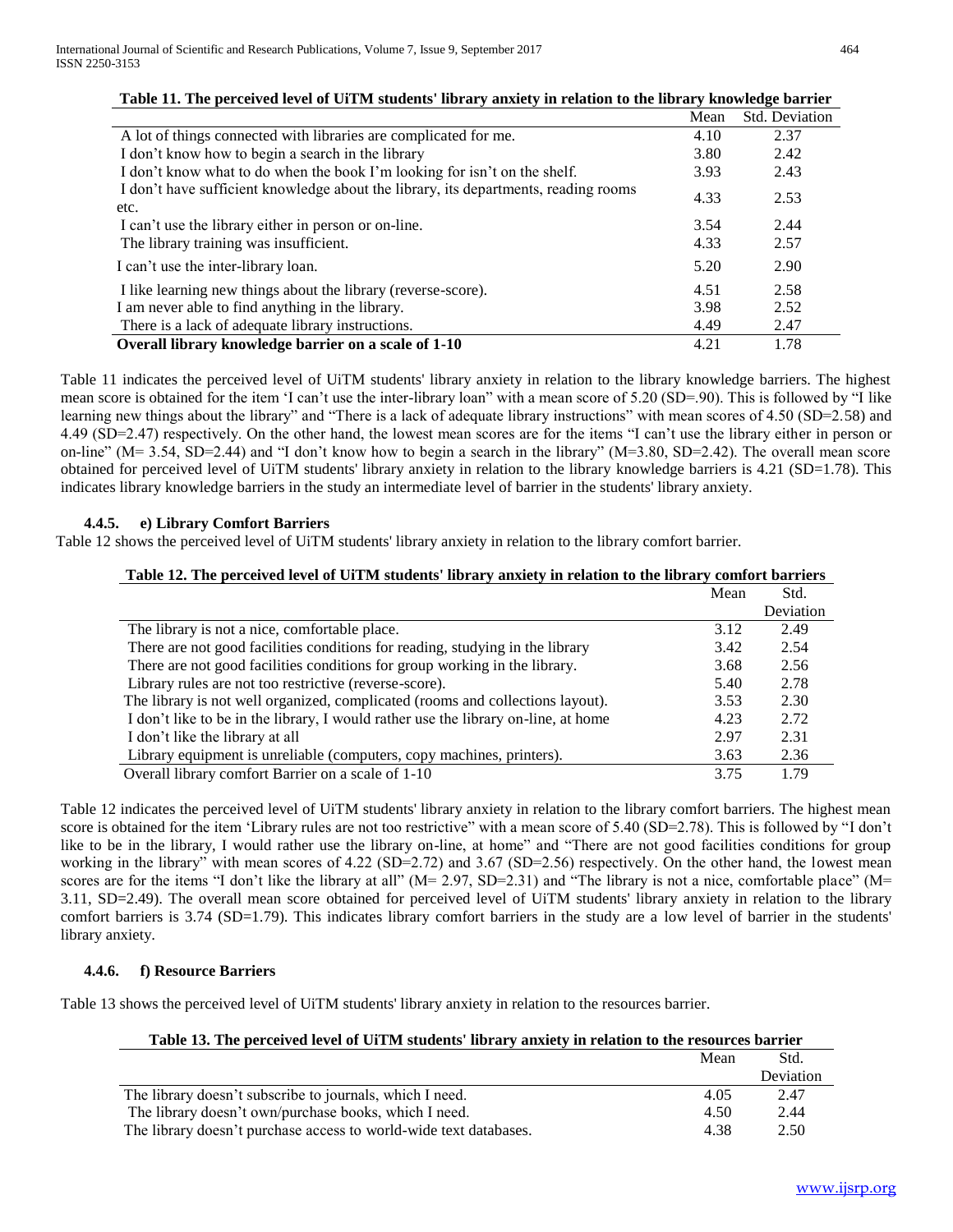**Table 11. The perceived level of UiTM students' library anxiety in relation to the library knowledge barrier**

| | Mean | Std. Deviation |
|---|---|---|
| A lot of things connected with libraries are complicated for me. | 4.10 | 2.37 |
| I don't know how to begin a search in the library | 3.80 | 2.42 |
| I don't know what to do when the book I'm looking for isn't on the shelf. | 3.93 | 2.43 |
| I don't have sufficient knowledge about the library, its departments, reading rooms etc. | 4.33 | 2.53 |
| I can't use the library either in person or on-line. | 3.54 | 2.44 |
| The library training was insufficient. | 4.33 | 2.57 |
| I can't use the inter-library loan. | 5.20 | 2.90 |
| I like learning new things about the library (reverse-score). | 4.51 | 2.58 |
| I am never able to find anything in the library. | 3.98 | 2.52 |
| There is a lack of adequate library instructions. | 4.49 | 2.47 |
| **Overall library knowledge barrier on a scale of 1-10** | 4.21 | 1.78 |

Table 11 indicates the perceived level of UiTM students' library anxiety in relation to the library knowledge barriers. The highest mean score is obtained for the item 'I can't use the inter-library loan" with a mean score of 5.20 (SD=.90). This is followed by "I like learning new things about the library" and "There is a lack of adequate library instructions" with mean scores of 4.50 (SD=2.58) and 4.49 (SD=2.47) respectively. On the other hand, the lowest mean scores are for the items "I can't use the library either in person or on-line" (M= 3.54, SD=2.44) and "I don't know how to begin a search in the library" (M=3.80, SD=2.42). The overall mean score obtained for perceived level of UiTM students' library anxiety in relation to the library knowledge barriers is 4.21 (SD=1.78). This indicates library knowledge barriers in the study an intermediate level of barrier in the students' library anxiety.

#### 4.4.5. e) Library Comfort Barriers

Table 12 shows the perceived level of UiTM students' library anxiety in relation to the library comfort barrier.

**Table 12. The perceived level of UiTM students' library anxiety in relation to the library comfort barriers**

| | Mean | Std. Deviation |
|---|---|---|
| The library is not a nice, comfortable place. | 3.12 | 2.49 |
| There are not good facilities conditions for reading, studying in the library | 3.42 | 2.54 |
| There are not good facilities conditions for group working in the library. | 3.68 | 2.56 |
| Library rules are not too restrictive (reverse-score). | 5.40 | 2.78 |
| The library is not well organized, complicated (rooms and collections layout). | 3.53 | 2.30 |
| I don't like to be in the library, I would rather use the library on-line, at home | 4.23 | 2.72 |
| I don't like the library at all | 2.97 | 2.31 |
| Library equipment is unreliable (computers, copy machines, printers). | 3.63 | 2.36 |
| Overall library comfort Barrier on a scale of 1-10 | 3.75 | 1.79 |

Table 12 indicates the perceived level of UiTM students' library anxiety in relation to the library comfort barriers. The highest mean score is obtained for the item 'Library rules are not too restrictive" with a mean score of 5.40 (SD=2.78). This is followed by "I don't like to be in the library, I would rather use the library on-line, at home" and "There are not good facilities conditions for group working in the library" with mean scores of 4.22 (SD=2.72) and 3.67 (SD=2.56) respectively. On the other hand, the lowest mean scores are for the items "I don't like the library at all" (M= 2.97, SD=2.31) and "The library is not a nice, comfortable place" (M= 3.11, SD=2.49). The overall mean score obtained for perceived level of UiTM students' library anxiety in relation to the library comfort barriers is 3.74 (SD=1.79). This indicates library comfort barriers in the study are a low level of barrier in the students' library anxiety.

#### 4.4.6. f) Resource Barriers

Table 13 shows the perceived level of UiTM students' library anxiety in relation to the resources barrier.

**Table 13. The perceived level of UiTM students' library anxiety in relation to the resources barrier**

| | Mean | Std. Deviation |
|---|---|---|
| The library doesn't subscribe to journals, which I need. | 4.05 | 2.47 |
| The library doesn't own/purchase books, which I need. | 4.50 | 2.44 |
| The library doesn't purchase access to world-wide text databases. | 4.38 | 2.50 |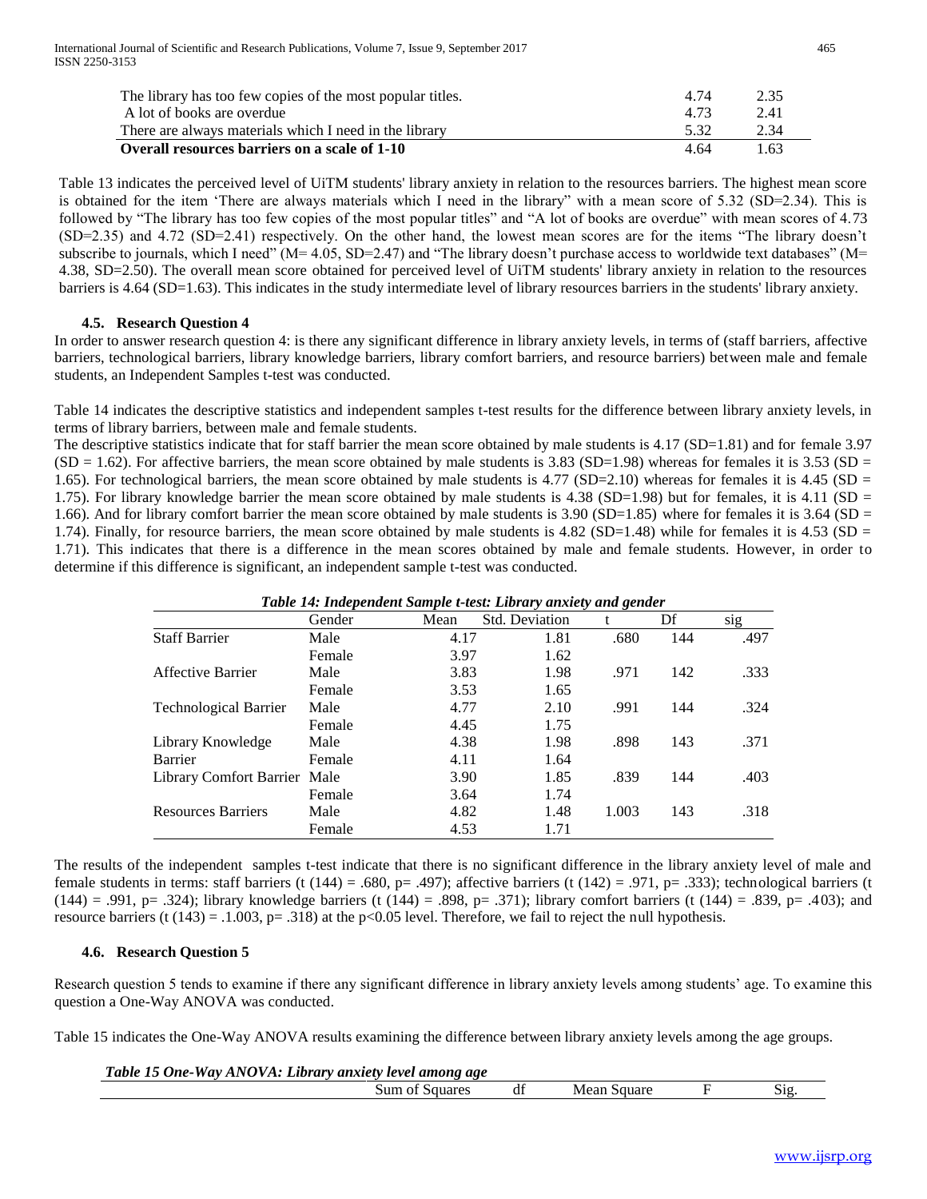| | | |
|---|---|---|
| The library has too few copies of the most popular titles. | 4.74 | 2.35 |
| A lot of books are overdue | 4.73 | 2.41 |
| There are always materials which I need in the library | 5.32 | 2.34 |
| **Overall resources barriers on a scale of 1-10** | 4.64 | 1.63 |

Table 13 indicates the perceived level of UiTM students' library anxiety in relation to the resources barriers. The highest mean score is obtained for the item 'There are always materials which I need in the library" with a mean score of 5.32 (SD=2.34). This is followed by "The library has too few copies of the most popular titles" and "A lot of books are overdue" with mean scores of 4.73 (SD=2.35) and 4.72 (SD=2.41) respectively. On the other hand, the lowest mean scores are for the items "The library doesn't subscribe to journals, which I need" (M= 4.05, SD=2.47) and "The library doesn't purchase access to worldwide text databases" (M= 4.38, SD=2.50). The overall mean score obtained for perceived level of UiTM students' library anxiety in relation to the resources barriers is 4.64 (SD=1.63). This indicates in the study intermediate level of library resources barriers in the students' library anxiety.

### 4.5. Research Question 4

In order to answer research question 4: is there any significant difference in library anxiety levels, in terms of (staff barriers, affective barriers, technological barriers, library knowledge barriers, library comfort barriers, and resource barriers) between male and female students, an Independent Samples t-test was conducted.

Table 14 indicates the descriptive statistics and independent samples t-test results for the difference between library anxiety levels, in terms of library barriers, between male and female students.

The descriptive statistics indicate that for staff barrier the mean score obtained by male students is 4.17 (SD=1.81) and for female 3.97 (SD = 1.62). For affective barriers, the mean score obtained by male students is 3.83 (SD=1.98) whereas for females it is 3.53 (SD = 1.65). For technological barriers, the mean score obtained by male students is 4.77 (SD=2.10) whereas for females it is 4.45 (SD = 1.75). For library knowledge barrier the mean score obtained by male students is 4.38 (SD=1.98) but for females, it is 4.11 (SD = 1.66). And for library comfort barrier the mean score obtained by male students is 3.90 (SD=1.85) where for females it is 3.64 (SD = 1.74). Finally, for resource barriers, the mean score obtained by male students is 4.82 (SD=1.48) while for females it is 4.53 (SD = 1.71). This indicates that there is a difference in the mean scores obtained by male and female students. However, in order to determine if this difference is significant, an independent sample t-test was conducted.

***Table 14: Independent Sample t-test: Library anxiety and gender***

| | Gender | Mean | Std. Deviation | t | Df | sig |
|---|---|---|---|---|---|---|
| Staff Barrier | Male | 4.17 | 1.81 | .680 | 144 | .497 |
| | Female | 3.97 | 1.62 | | | |
| Affective Barrier | Male | 3.83 | 1.98 | .971 | 142 | .333 |
| | Female | 3.53 | 1.65 | | | |
| Technological Barrier | Male | 4.77 | 2.10 | .991 | 144 | .324 |
| | Female | 4.45 | 1.75 | | | |
| Library Knowledge Barrier | Male | 4.38 | 1.98 | .898 | 143 | .371 |
| | Female | 4.11 | 1.64 | | | |
| Library Comfort Barrier | Male | 3.90 | 1.85 | .839 | 144 | .403 |
| | Female | 3.64 | 1.74 | | | |
| Resources Barriers | Male | 4.82 | 1.48 | 1.003 | 143 | .318 |
| | Female | 4.53 | 1.71 | | | |

The results of the independent samples t-test indicate that there is no significant difference in the library anxiety level of male and female students in terms: staff barriers ($t(144) = .680$, $p = .497$); affective barriers ($t(142) = .971$, $p = .333$); technological barriers ($t(144) = .991$, $p = .324$); library knowledge barriers ($t(144) = .898$, $p = .371$); library comfort barriers ($t(144) = .839$, $p = .403$); and resource barriers ($t(143) = .1.003$, $p = .318$) at the $p<0.05$ level. Therefore, we fail to reject the null hypothesis.

### 4.6. Research Question 5

Research question 5 tends to examine if there any significant difference in library anxiety levels among students' age. To examine this question a One-Way ANOVA was conducted.

Table 15 indicates the One-Way ANOVA results examining the difference between library anxiety levels among the age groups.

***Table 15 One-Way ANOVA: Library anxiety level among age***

| | Sum of Squares | df | Mean Square | F | Sig. |
|---|---|---|---|---|---|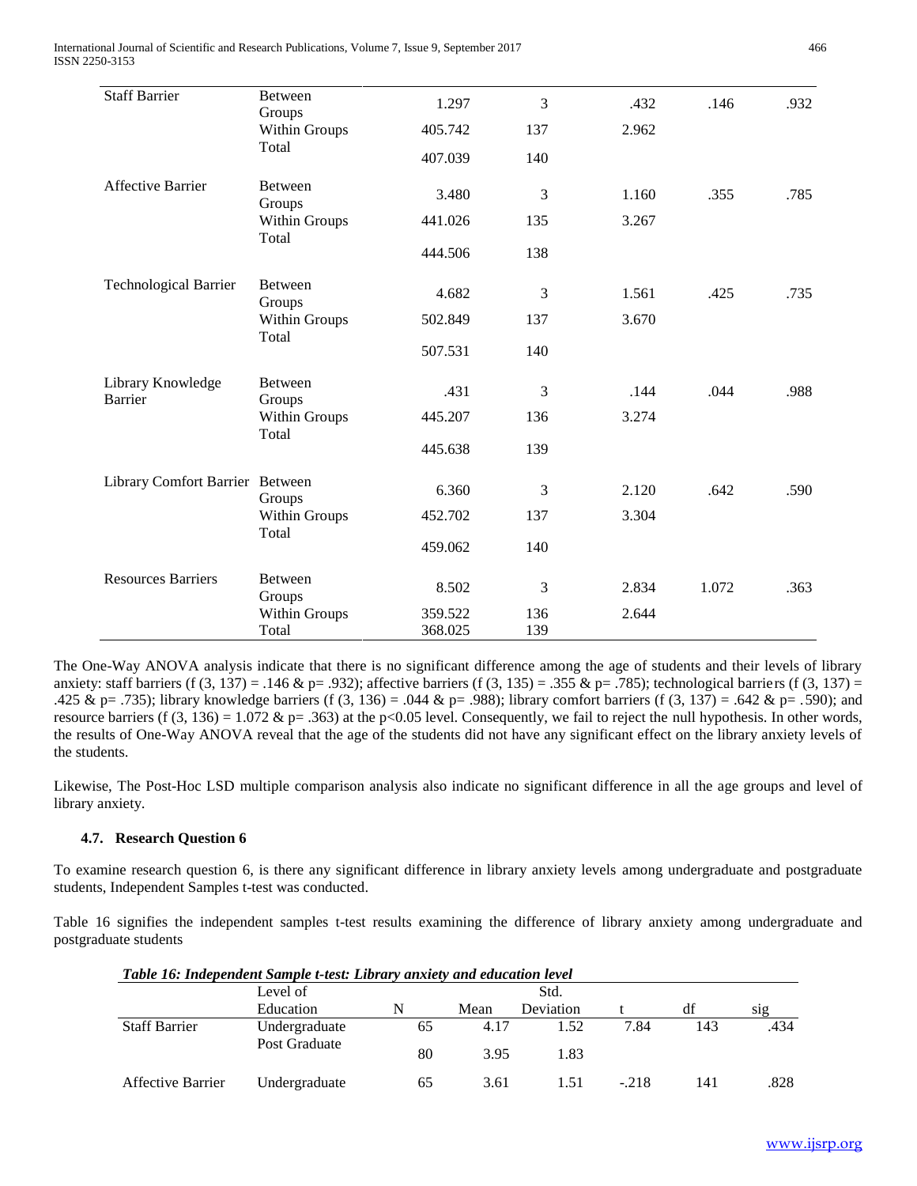| | | | | | | |
|---|---|---|---|---|---|---|
| Staff Barrier | Between Groups | 1.297 | 3 | .432 | .146 | .932 |
| | Within Groups | 405.742 | 137 | 2.962 | | |
| | Total | 407.039 | 140 | | | |
| Affective Barrier | Between Groups | 3.480 | 3 | 1.160 | .355 | .785 |
| | Within Groups | 441.026 | 135 | 3.267 | | |
| | Total | 444.506 | 138 | | | |
| Technological Barrier | Between Groups | 4.682 | 3 | 1.561 | .425 | .735 |
| | Within Groups | 502.849 | 137 | 3.670 | | |
| | Total | 507.531 | 140 | | | |
| Library Knowledge Barrier | Between Groups | .431 | 3 | .144 | .044 | .988 |
| | Within Groups | 445.207 | 136 | 3.274 | | |
| | Total | 445.638 | 139 | | | |
| Library Comfort Barrier | Between Groups | 6.360 | 3 | 2.120 | .642 | .590 |
| | Within Groups | 452.702 | 137 | 3.304 | | |
| | Total | 459.062 | 140 | | | |
| Resources Barriers | Between Groups | 8.502 | 3 | 2.834 | 1.072 | .363 |
| | Within Groups | 359.522 | 136 | 2.644 | | |
| | Total | 368.025 | 139 | | | |

The One-Way ANOVA analysis indicate that there is no significant difference among the age of students and their levels of library anxiety: staff barriers (f (3, 137) = .146 & p= .932); affective barriers (f (3, 135) = .355 & p= .785); technological barriers (f (3, 137) = .425 & p= .735); library knowledge barriers (f (3, 136) = .044 & p= .988); library comfort barriers (f (3, 137) = .642 & p= .590); and resource barriers (f (3, 136) = 1.072 & p= .363) at the $p<0.05$ level. Consequently, we fail to reject the null hypothesis. In other words, the results of One-Way ANOVA reveal that the age of the students did not have any significant effect on the library anxiety levels of the students.

Likewise, The Post-Hoc LSD multiple comparison analysis also indicate no significant difference in all the age groups and level of library anxiety.

### 4.7. Research Question 6

To examine research question 6, is there any significant difference in library anxiety levels among undergraduate and postgraduate students, Independent Samples t-test was conducted.

Table 16 signifies the independent samples t-test results examining the difference of library anxiety among undergraduate and postgraduate students

***Table 16: Independent Sample t-test: Library anxiety and education level***

| | Level of Education | N | Mean | Std. Deviation | t | df | sig |
|---|---|---|---|---|---|---|---|
| Staff Barrier | Undergraduate | 65 | 4.17 | 1.52 | 7.84 | 143 | .434 |
| | Post Graduate | 80 | 3.95 | 1.83 | | | |
| Affective Barrier | Undergraduate | 65 | 3.61 | 1.51 | -.218 | 141 | .828 |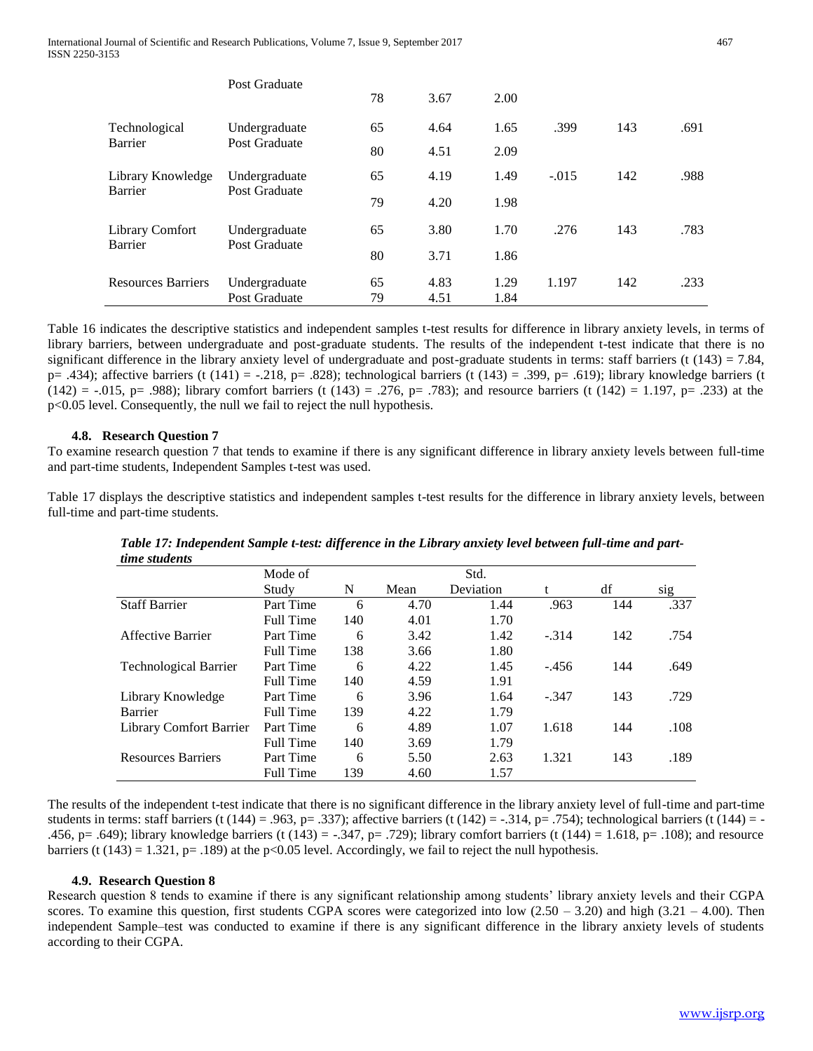| | Post Graduate | 78 | 3.67 | 2.00 | | | |
|---|---|---|---|---|---|---|---|
| Technological Barrier | Undergraduate | 65 | 4.64 | 1.65 | .399 | 143 | .691 |
| | Post Graduate | 80 | 4.51 | 2.09 | | | |
| Library Knowledge Barrier | Undergraduate | 65 | 4.19 | 1.49 | -.015 | 142 | .988 |
| | Post Graduate | 79 | 4.20 | 1.98 | | | |
| Library Comfort Barrier | Undergraduate | 65 | 3.80 | 1.70 | .276 | 143 | .783 |
| | Post Graduate | 80 | 3.71 | 1.86 | | | |
| Resources Barriers | Undergraduate | 65 | 4.83 | 1.29 | 1.197 | 142 | .233 |
| | Post Graduate | 79 | 4.51 | 1.84 | | | |

Table 16 indicates the descriptive statistics and independent samples t-test results for difference in library anxiety levels, in terms of library barriers, between undergraduate and post-graduate students. The results of the independent t-test indicate that there is no significant difference in the library anxiety level of undergraduate and post-graduate students in terms: staff barriers ($t(143) = 7.84$, $p = .434$); affective barriers ($t(141) = -.218$, $p = .828$); technological barriers ($t(143) = .399$, $p = .619$); library knowledge barriers ($t(142) = -.015$, $p = .988$); library comfort barriers ($t(143) = .276$, $p = .783$); and resource barriers ($t(142) = 1.197$, $p = .233$) at the $p<0.05$ level. Consequently, the null we fail to reject the null hypothesis.

### 4.8. Research Question 7

To examine research question 7 that tends to examine if there is any significant difference in library anxiety levels between full-time and part-time students, Independent Samples t-test was used.

Table 17 displays the descriptive statistics and independent samples t-test results for the difference in library anxiety levels, between full-time and part-time students.

***Table 17: Independent Sample t-test: difference in the Library anxiety level between full-time and part-time students***

| | Mode of Study | N | Mean | Std. Deviation | t | df | sig |
|---|---|---|---|---|---|---|---|
| Staff Barrier | Part Time | 6 | 4.70 | 1.44 | .963 | 144 | .337 |
| | Full Time | 140 | 4.01 | 1.70 | | | |
| Affective Barrier | Part Time | 6 | 3.42 | 1.42 | -.314 | 142 | .754 |
| | Full Time | 138 | 3.66 | 1.80 | | | |
| Technological Barrier | Part Time | 6 | 4.22 | 1.45 | -.456 | 144 | .649 |
| | Full Time | 140 | 4.59 | 1.91 | | | |
| Library Knowledge Barrier | Part Time | 6 | 3.96 | 1.64 | -.347 | 143 | .729 |
| | Full Time | 139 | 4.22 | 1.79 | | | |
| Library Comfort Barrier | Part Time | 6 | 4.89 | 1.07 | 1.618 | 144 | .108 |
| | Full Time | 140 | 3.69 | 1.79 | | | |
| Resources Barriers | Part Time | 6 | 5.50 | 2.63 | 1.321 | 143 | .189 |
| | Full Time | 139 | 4.60 | 1.57 | | | |

The results of the independent t-test indicate that there is no significant difference in the library anxiety level of full-time and part-time students in terms: staff barriers ($t(144) = .963$, $p = .337$); affective barriers ($t(142) = -.314$, $p = .754$); technological barriers ($t(144) = -.456$, $p = .649$); library knowledge barriers ($t(143) = -.347$, $p = .729$); library comfort barriers ($t(144) = 1.618$, $p = .108$); and resource barriers ($t(143) = 1.321$, $p = .189$) at the $p<0.05$ level. Accordingly, we fail to reject the null hypothesis.

### 4.9. Research Question 8

Research question 8 tends to examine if there is any significant relationship among students' library anxiety levels and their CGPA scores. To examine this question, first students CGPA scores were categorized into low (2.50 – 3.20) and high (3.21 – 4.00). Then independent Sample–test was conducted to examine if there is any significant difference in the library anxiety levels of students according to their CGPA.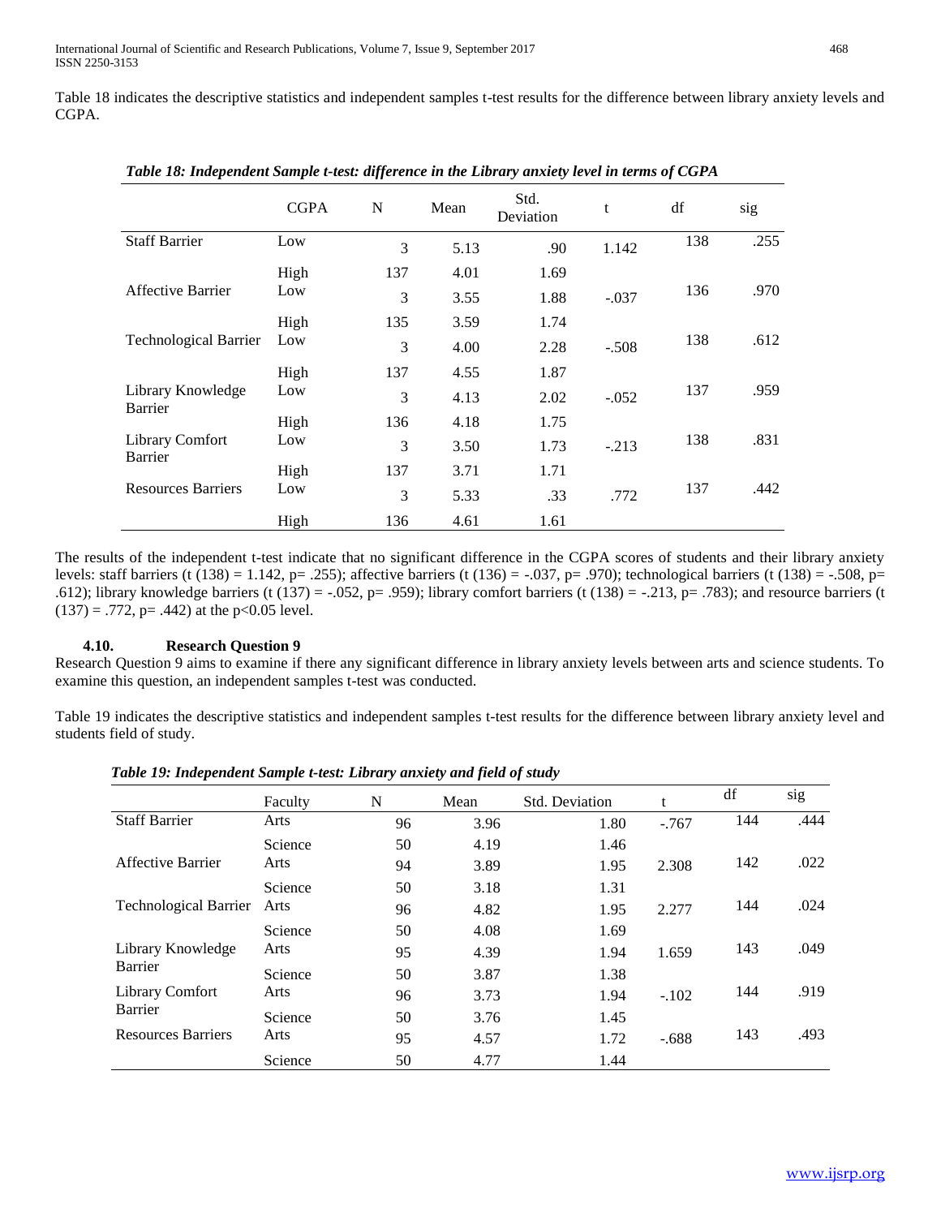Table 18 indicates the descriptive statistics and independent samples t-test results for the difference between library anxiety levels and CGPA.

*Table 18: Independent Sample t-test: difference in the Library anxiety level in terms of CGPA*

| | CGPA | N | Mean | Std. Deviation | t | df | sig |
|---|---|---|---|---|---|---|---|
| Staff Barrier | Low | 3 | 5.13 | .90 | 1.142 | 138 | .255 |
| | High | 137 | 4.01 | 1.69 | | | |
| Affective Barrier | Low | 3 | 3.55 | 1.88 | -.037 | 136 | .970 |
| | High | 135 | 3.59 | 1.74 | | | |
| Technological Barrier | Low | 3 | 4.00 | 2.28 | -.508 | 138 | .612 |
| | High | 137 | 4.55 | 1.87 | | | |
| Library Knowledge Barrier | Low | 3 | 4.13 | 2.02 | -.052 | 137 | .959 |
| | High | 136 | 4.18 | 1.75 | | | |
| Library Comfort Barrier | Low | 3 | 3.50 | 1.73 | -.213 | 138 | .831 |
| | High | 137 | 3.71 | 1.71 | | | |
| Resources Barriers | Low | 3 | 5.33 | .33 | .772 | 137 | .442 |
| | High | 136 | 4.61 | 1.61 | | | |

The results of the independent t-test indicate that no significant difference in the CGPA scores of students and their library anxiety levels: staff barriers (t (138) = 1.142, p= .255); affective barriers (t (136) = -.037, p= .970); technological barriers (t (138) = -.508, p= .612); library knowledge barriers (t (137) = -.052, p= .959); library comfort barriers (t (138) = -.213, p= .783); and resource barriers (t (137) = .772, p= .442) at the p<0.05 level.

### 4.10. Research Question 9

Research Question 9 aims to examine if there any significant difference in library anxiety levels between arts and science students. To examine this question, an independent samples t-test was conducted.

Table 19 indicates the descriptive statistics and independent samples t-test results for the difference between library anxiety level and students field of study.

*Table 19: Independent Sample t-test: Library anxiety and field of study*

| | Faculty | N | Mean | Std. Deviation | t | df | sig |
|---|---|---|---|---|---|---|---|
| Staff Barrier | Arts | 96 | 3.96 | 1.80 | -.767 | 144 | .444 |
| | Science | 50 | 4.19 | 1.46 | | | |
| Affective Barrier | Arts | 94 | 3.89 | 1.95 | 2.308 | 142 | .022 |
| | Science | 50 | 3.18 | 1.31 | | | |
| Technological Barrier | Arts | 96 | 4.82 | 1.95 | 2.277 | 144 | .024 |
| | Science | 50 | 4.08 | 1.69 | | | |
| Library Knowledge Barrier | Arts | 95 | 4.39 | 1.94 | 1.659 | 143 | .049 |
| | Science | 50 | 3.87 | 1.38 | | | |
| Library Comfort Barrier | Arts | 96 | 3.73 | 1.94 | -.102 | 144 | .919 |
| | Science | 50 | 3.76 | 1.45 | | | |
| Resources Barriers | Arts | 95 | 4.57 | 1.72 | -.688 | 143 | .493 |
| | Science | 50 | 4.77 | 1.44 | | | |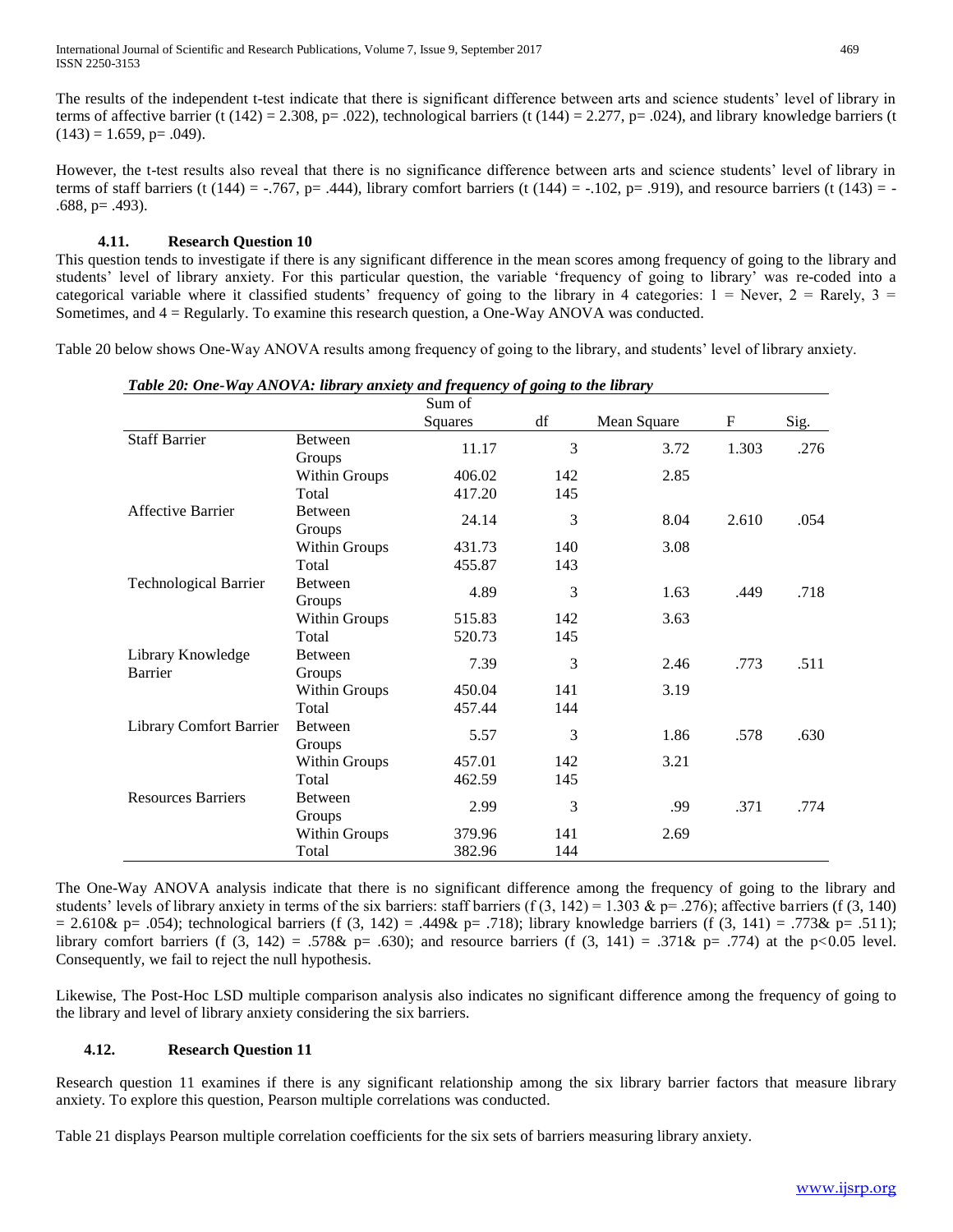The results of the independent t-test indicate that there is significant difference between arts and science students' level of library in terms of affective barrier ($t(142) = 2.308$, $p= .022$), technological barriers ($t(144) = 2.277$, $p= .024$), and library knowledge barriers ($t(143) = 1.659$, $p= .049$).

However, the t-test results also reveal that there is no significance difference between arts and science students' level of library in terms of staff barriers ($t(144) = -.767$, $p= .444$), library comfort barriers ($t(144) = -.102$, $p= .919$), and resource barriers ($t(143) = -.688$, $p= .493$).

### 4.11. Research Question 10

This question tends to investigate if there is any significant difference in the mean scores among frequency of going to the library and students' level of library anxiety. For this particular question, the variable 'frequency of going to library' was re-coded into a categorical variable where it classified students' frequency of going to the library in 4 categories: 1 = Never, 2 = Rarely, 3 = Sometimes, and 4 = Regularly. To examine this research question, a One-Way ANOVA was conducted.

Table 20 below shows One-Way ANOVA results among frequency of going to the library, and students' level of library anxiety.

***Table 20: One-Way ANOVA: library anxiety and frequency of going to the library***

| | | Sum of Squares | df | Mean Square | F | Sig. |
|---|---|---|---|---|---|---|
| Staff Barrier | Between Groups | 11.17 | 3 | 3.72 | 1.303 | .276 |
| | Within Groups | 406.02 | 142 | 2.85 | | |
| | Total | 417.20 | 145 | | | |
| Affective Barrier | Between Groups | 24.14 | 3 | 8.04 | 2.610 | .054 |
| | Within Groups | 431.73 | 140 | 3.08 | | |
| | Total | 455.87 | 143 | | | |
| Technological Barrier | Between Groups | 4.89 | 3 | 1.63 | .449 | .718 |
| | Within Groups | 515.83 | 142 | 3.63 | | |
| | Total | 520.73 | 145 | | | |
| Library Knowledge Barrier | Between Groups | 7.39 | 3 | 2.46 | .773 | .511 |
| | Within Groups | 450.04 | 141 | 3.19 | | |
| | Total | 457.44 | 144 | | | |
| Library Comfort Barrier | Between Groups | 5.57 | 3 | 1.86 | .578 | .630 |
| | Within Groups | 457.01 | 142 | 3.21 | | |
| | Total | 462.59 | 145 | | | |
| Resources Barriers | Between Groups | 2.99 | 3 | .99 | .371 | .774 |
| | Within Groups | 379.96 | 141 | 2.69 | | |
| | Total | 382.96 | 144 | | | |

The One-Way ANOVA analysis indicate that there is no significant difference among the frequency of going to the library and students' levels of library anxiety in terms of the six barriers: staff barriers ($f(3, 142) = 1.303$ & $p= .276$); affective barriers ($f(3, 140) = 2.610$& $p= .054$); technological barriers ($f(3, 142) = .449$& $p= .718$); library knowledge barriers ($f(3, 141) = .773$& $p= .511$); library comfort barriers ($f(3, 142) = .578$& $p= .630$); and resource barriers ($f(3, 141) = .371$& $p= .774$) at the $p<0.05$ level. Consequently, we fail to reject the null hypothesis.

Likewise, The Post-Hoc LSD multiple comparison analysis also indicates no significant difference among the frequency of going to the library and level of library anxiety considering the six barriers.

### 4.12. Research Question 11

Research question 11 examines if there is any significant relationship among the six library barrier factors that measure library anxiety. To explore this question, Pearson multiple correlations was conducted.

Table 21 displays Pearson multiple correlation coefficients for the six sets of barriers measuring library anxiety.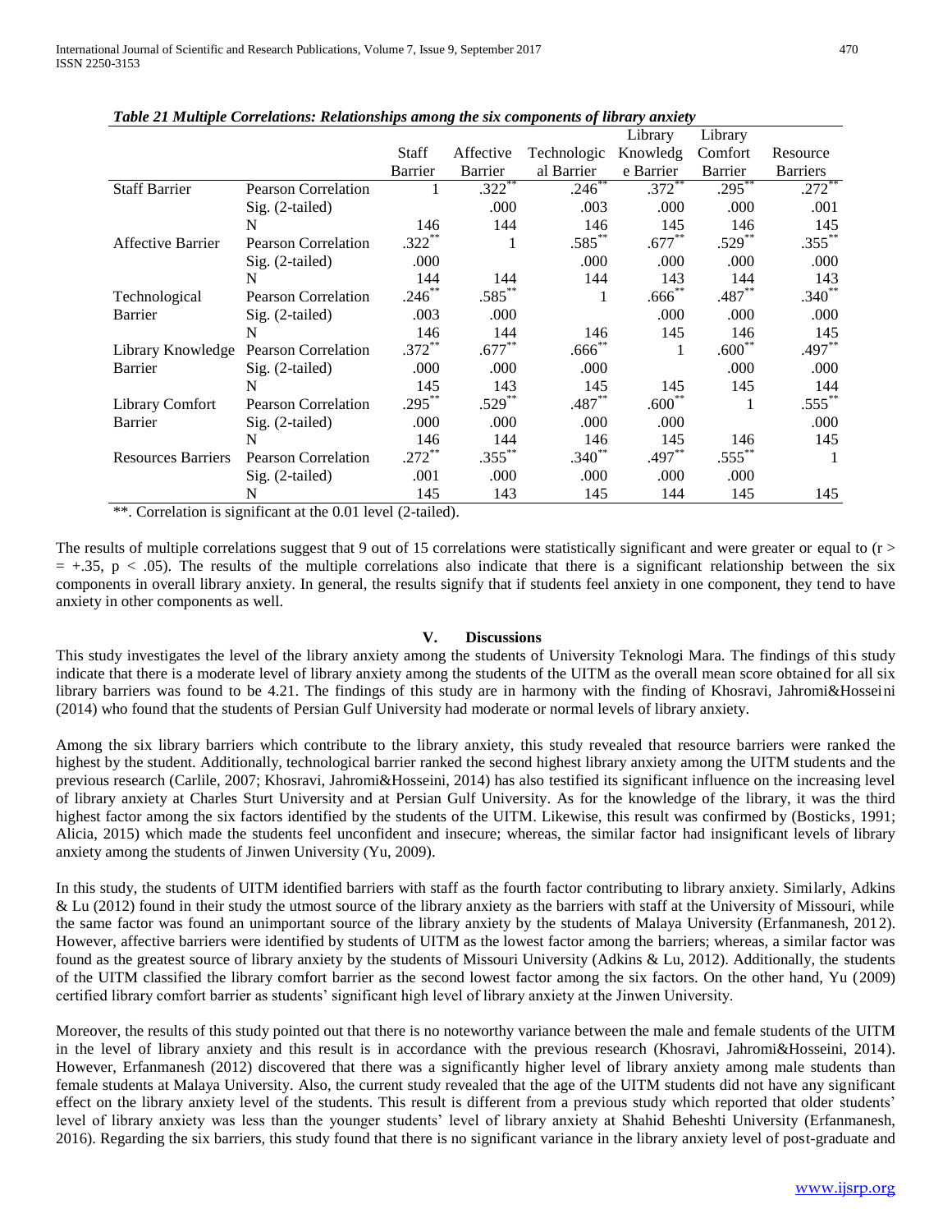*Table 21 Multiple Correlations: Relationships among the six components of library anxiety*

| | | Staff Barrier | Affective Barrier | Technological Barrier | Library Knowledge Barrier | Library Comfort Barrier | Resource Barriers |
|---|---|---|---|---|---|---|---|
| Staff Barrier | Pearson Correlation | 1 | .322** | .246** | .372** | .295** | .272** |
| | Sig. (2-tailed) | | .000 | .003 | .000 | .000 | .001 |
| | N | 146 | 144 | 146 | 145 | 146 | 145 |
| Affective Barrier | Pearson Correlation | .322** | 1 | .585** | .677** | .529** | .355** |
| | Sig. (2-tailed) | .000 | | .000 | .000 | .000 | .000 |
| | N | 144 | 144 | 144 | 143 | 144 | 143 |
| Technological Barrier | Pearson Correlation | .246** | .585** | 1 | .666** | .487** | .340** |
| | Sig. (2-tailed) | .003 | .000 | | .000 | .000 | .000 |
| | N | 146 | 144 | 146 | 145 | 146 | 145 |
| Library Knowledge Barrier | Pearson Correlation | .372** | .677** | .666** | 1 | .600** | .497** |
| | Sig. (2-tailed) | .000 | .000 | .000 | | .000 | .000 |
| | N | 145 | 143 | 145 | 145 | 145 | 144 |
| Library Comfort Barrier | Pearson Correlation | .295** | .529** | .487** | .600** | 1 | .555** |
| | Sig. (2-tailed) | .000 | .000 | .000 | .000 | | .000 |
| | N | 146 | 144 | 146 | 145 | 146 | 145 |
| Resources Barriers | Pearson Correlation | .272** | .355** | .340** | .497** | .555** | 1 |
| | Sig. (2-tailed) | .001 | .000 | .000 | .000 | .000 | |
| | N | 145 | 143 | 145 | 144 | 145 | 145 |

**. Correlation is significant at the 0.01 level (2-tailed).

The results of multiple correlations suggest that 9 out of 15 correlations were statistically significant and were greater or equal to ($r >= +.35$, $p < .05$). The results of the multiple correlations also indicate that there is a significant relationship between the six components in overall library anxiety. In general, the results signify that if students feel anxiety in one component, they tend to have anxiety in other components as well.

## V. Discussions

This study investigates the level of the library anxiety among the students of University Teknologi Mara. The findings of this study indicate that there is a moderate level of library anxiety among the students of the UITM as the overall mean score obtained for all six library barriers was found to be 4.21. The findings of this study are in harmony with the finding of Khosravi, Jahromi&Hosseini (2014) who found that the students of Persian Gulf University had moderate or normal levels of library anxiety.

Among the six library barriers which contribute to the library anxiety, this study revealed that resource barriers were ranked the highest by the student. Additionally, technological barrier ranked the second highest library anxiety among the UITM students and the previous research (Carlile, 2007; Khosravi, Jahromi&Hosseini, 2014) has also testified its significant influence on the increasing level of library anxiety at Charles Sturt University and at Persian Gulf University. As for the knowledge of the library, it was the third highest factor among the six factors identified by the students of the UITM. Likewise, this result was confirmed by (Bosticks, 1991; Alicia, 2015) which made the students feel unconfident and insecure; whereas, the similar factor had insignificant levels of library anxiety among the students of Jinwen University (Yu, 2009).

In this study, the students of UITM identified barriers with staff as the fourth factor contributing to library anxiety. Similarly, Adkins & Lu (2012) found in their study the utmost source of the library anxiety as the barriers with staff at the University of Missouri, while the same factor was found an unimportant source of the library anxiety by the students of Malaya University (Erfanmanesh, 2012). However, affective barriers were identified by students of UITM as the lowest factor among the barriers; whereas, a similar factor was found as the greatest source of library anxiety by the students of Missouri University (Adkins & Lu, 2012). Additionally, the students of the UITM classified the library comfort barrier as the second lowest factor among the six factors. On the other hand, Yu (2009) certified library comfort barrier as students' significant high level of library anxiety at the Jinwen University.

Moreover, the results of this study pointed out that there is no noteworthy variance between the male and female students of the UITM in the level of library anxiety and this result is in accordance with the previous research (Khosravi, Jahromi&Hosseini, 2014). However, Erfanmanesh (2012) discovered that there was a significantly higher level of library anxiety among male students than female students at Malaya University. Also, the current study revealed that the age of the UITM students did not have any significant effect on the library anxiety level of the students. This result is different from a previous study which reported that older students' level of library anxiety was less than the younger students' level of library anxiety at Shahid Beheshti University (Erfanmanesh, 2016). Regarding the six barriers, this study found that there is no significant variance in the library anxiety level of post-graduate and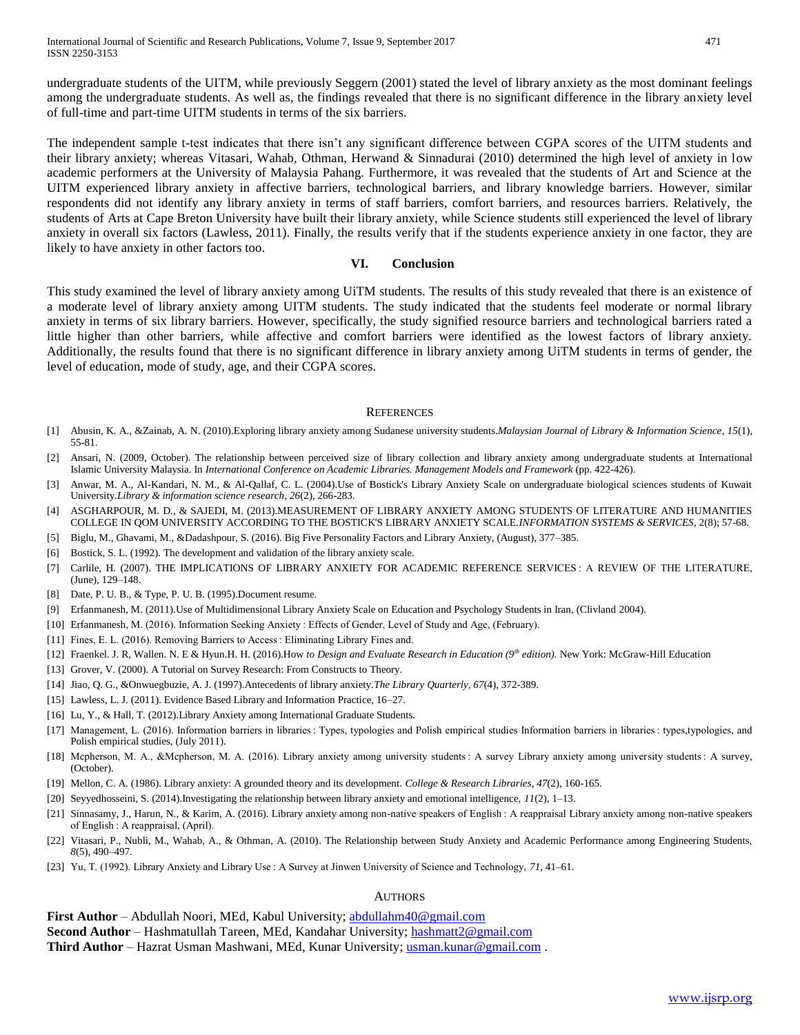undergraduate students of the UITM, while previously Seggern (2001) stated the level of library anxiety as the most dominant feelings among the undergraduate students. As well as, the findings revealed that there is no significant difference in the library anxiety level of full-time and part-time UITM students in terms of the six barriers.

The independent sample t-test indicates that there isn't any significant difference between CGPA scores of the UITM students and their library anxiety; whereas Vitasari, Wahab, Othman, Herwand & Sinnadurai (2010) determined the high level of anxiety in low academic performers at the University of Malaysia Pahang. Furthermore, it was revealed that the students of Art and Science at the UITM experienced library anxiety in affective barriers, technological barriers, and library knowledge barriers. However, similar respondents did not identify any library anxiety in terms of staff barriers, comfort barriers, and resources barriers. Relatively, the students of Arts at Cape Breton University have built their library anxiety, while Science students still experienced the level of library anxiety in overall six factors (Lawless, 2011). Finally, the results verify that if the students experience anxiety in one factor, they are likely to have anxiety in other factors too.

## VI. Conclusion

This study examined the level of library anxiety among UiTM students. The results of this study revealed that there is an existence of a moderate level of library anxiety among UITM students. The study indicated that the students feel moderate or normal library anxiety in terms of six library barriers. However, specifically, the study signified resource barriers and technological barriers rated a little higher than other barriers, while affective and comfort barriers were identified as the lowest factors of library anxiety. Additionally, the results found that there is no significant difference in library anxiety among UiTM students in terms of gender, the level of education, mode of study, age, and their CGPA scores.

## References

[1] Abusin, K. A., &Zainab, A. N. (2010).Exploring library anxiety among Sudanese university students.*Malaysian Journal of Library & Information Science*, *15*(1), 55-81.

[2] Ansari, N. (2009, October). The relationship between perceived size of library collection and library anxiety among undergraduate students at International Islamic University Malaysia. In *International Conference on Academic Libraries. Management Models and Framework* (pp. 422-426).

[3] Anwar, M. A., Al-Kandari, N. M., & Al-Qallaf, C. L. (2004).Use of Bostick's Library Anxiety Scale on undergraduate biological sciences students of Kuwait University.*Library & information science research*, *26*(2), 266-283.

[4] ASGHARPOUR, M. D., & SAJEDI, M. (2013).MEASUREMENT OF LIBRARY ANXIETY AMONG STUDENTS OF LITERATURE AND HUMANITIES COLLEGE IN QOM UNIVERSITY ACCORDING TO THE BOSTICK'S LIBRARY ANXIETY SCALE.*INFORMATION SYSTEMS & SERVICES*, 2(8); 57-68.

[5] Biglu, M., Ghavami, M., &Dadashpour, S. (2016). Big Five Personality Factors and Library Anxiety, (August), 377–385.

[6] Bostick, S. L. (1992). The development and validation of the library anxiety scale.

[7] Carlile, H. (2007). THE IMPLICATIONS OF LIBRARY ANXIETY FOR ACADEMIC REFERENCE SERVICES : A REVIEW OF THE LITERATURE, (June), 129–148.

[8] Date, P. U. B., & Type, P. U. B. (1995).Document resume.

[9] Erfanmanesh, M. (2011).Use of Multidimensional Library Anxiety Scale on Education and Psychology Students in Iran, (Clivland 2004).

[10] Erfanmanesh, M. (2016). Information Seeking Anxiety : Effects of Gender, Level of Study and Age, (February).

[11] Fines, E. L. (2016). Removing Barriers to Access : Eliminating Library Fines and.

[12] Fraenkel. J. R, Wallen. N. E & Hyun.H. H. (2016).How *to Design and Evaluate Research in Education (9th edition).* New York: McGraw-Hill Education

[13] Grover, V. (2000). A Tutorial on Survey Research: From Constructs to Theory.

[14] Jiao, Q. G., &Onwuegbuzie, A. J. (1997).Antecedents of library anxiety.*The Library Quarterly*, *67*(4), 372-389.

[15] Lawless, L. J. (2011). Evidence Based Library and Information Practice, 16–27.

[16] Lu, Y., & Hall, T. (2012).Library Anxiety among International Graduate Students.

[17] Management, L. (2016). Information barriers in libraries : Types, typologies and Polish empirical studies Information barriers in libraries : types,typologies, and Polish empirical studies, (July 2011).

[18] Mcpherson, M. A., &Mcpherson, M. A. (2016). Library anxiety among university students : A survey Library anxiety among university students : A survey, (October).

[19] Mellon, C. A. (1986). Library anxiety: A grounded theory and its development. *College & Research Libraries*, *47*(2), 160-165.

[20] Seyyedhosseini, S. (2014).Investigating the relationship between library anxiety and emotional intelligence, *11*(2), 1–13.

[21] Sinnasamy, J., Harun, N., & Karim, A. (2016). Library anxiety among non-native speakers of English : A reappraisal Library anxiety among non-native speakers of English : A reappraisal, (April).

[22] Vitasari, P., Nubli, M., Wahab, A., & Othman, A. (2010). The Relationship between Study Anxiety and Academic Performance among Engineering Students, *8*(5), 490–497.

[23] Yu, T. (1992). Library Anxiety and Library Use : A Survey at Jinwen University of Science and Technology, *71*, 41–61.

## Authors

**First Author** – Abdullah Noori, MEd, Kabul University; abdullahm40@gmail.com

**Second Author** – Hashmatullah Tareen, MEd, Kandahar University; hashmatt2@gmail.com

**Third Author** – Hazrat Usman Mashwani, MEd, Kunar University; usman.kunar@gmail.com .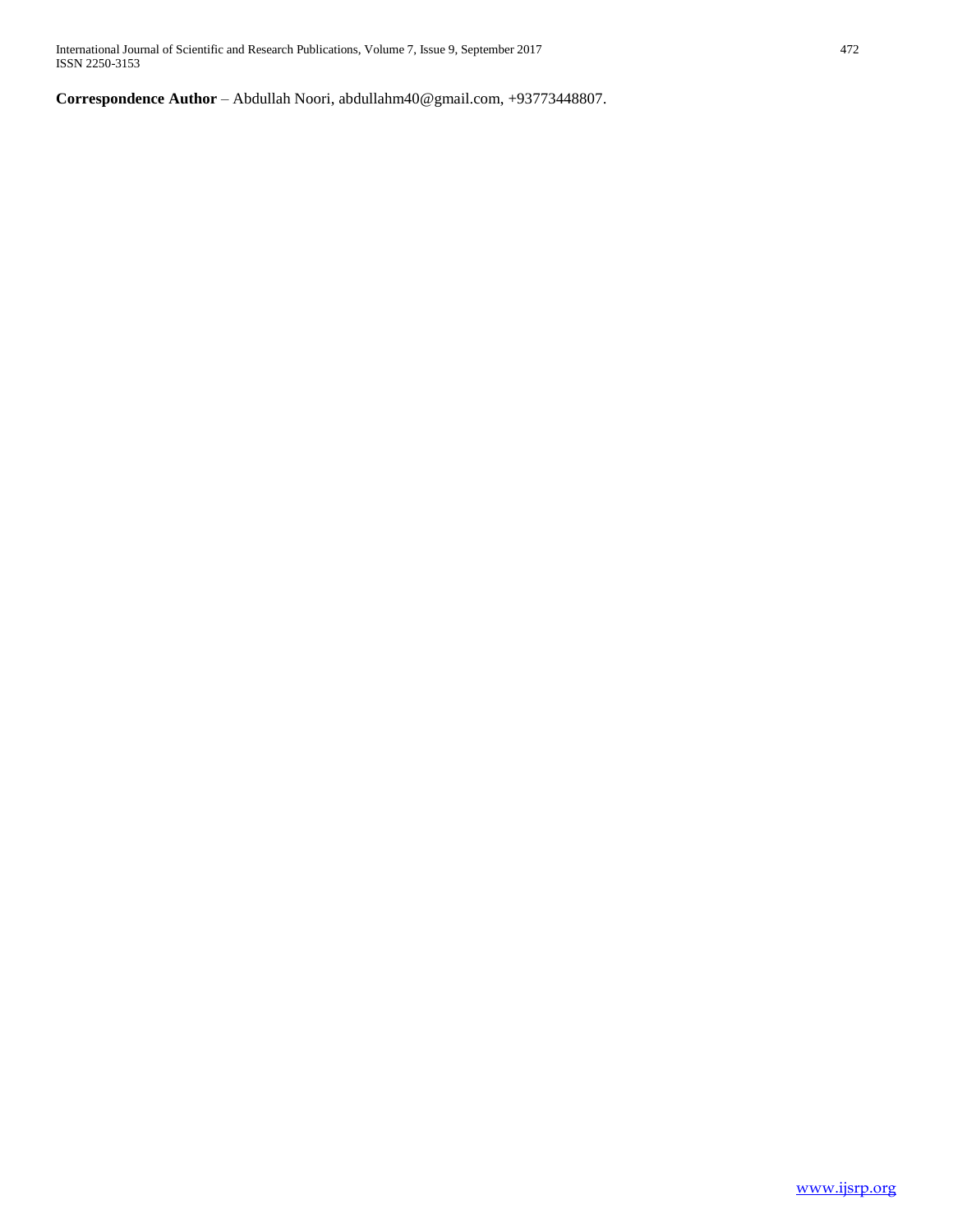**Correspondence Author** – Abdullah Noori, abdullahm40@gmail.com, +93773448807.